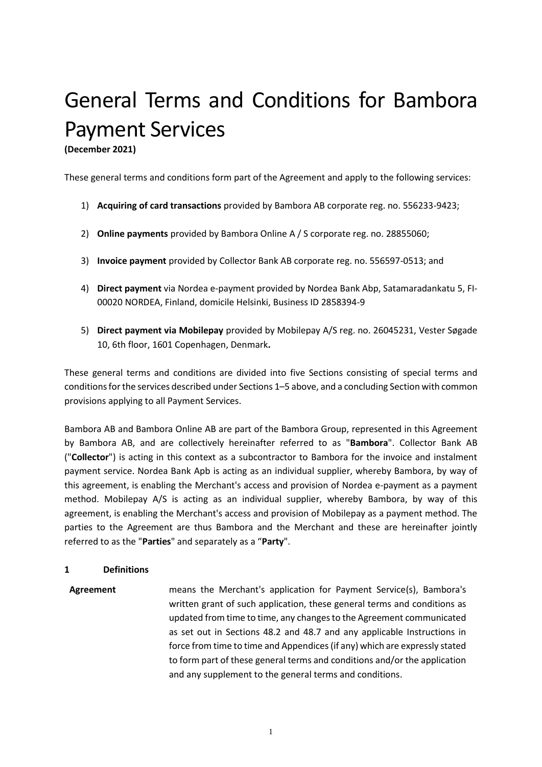# General Terms and Conditions for Bambora Payment Services

**(December 2021)**

These general terms and conditions form part of the Agreement and apply to the following services:

1) **Acquiring of card transactions** provided by Bambora AB corporate reg. no. 556233-9423;

2) **Online payments** provided by Bambora Online A / S corporate reg. no. 28855060;

3) **Invoice payment** provided by Collector Bank AB corporate reg. no. 556597-0513; and

4) **Direct payment** via Nordea e-payment provided by Nordea Bank Abp, Satamaradankatu 5, FI-00020 NORDEA, Finland, domicile Helsinki, Business ID 2858394-9

5) **Direct payment via Mobilepay** provided by Mobilepay A/S reg. no. 26045231, Vester Søgade 10, 6th floor, 1601 Copenhagen, Denmark**.**

These general terms and conditions are divided into five Sections consisting of special terms and conditions for the services described under Sections 1–5 above, and a concluding Section with common provisions applying to all Payment Services.

Bambora AB and Bambora Online AB are part of the Bambora Group, represented in this Agreement by Bambora AB, and are collectively hereinafter referred to as "**Bambora**". Collector Bank AB ("**Collector**") is acting in this context as a subcontractor to Bambora for the invoice and instalment payment service. Nordea Bank Apb is acting as an individual supplier, whereby Bambora, by way of this agreement, is enabling the Merchant's access and provision of Nordea e-payment as a payment method. Mobilepay A/S is acting as an individual supplier, whereby Bambora, by way of this agreement, is enabling the Merchant's access and provision of Mobilepay as a payment method. The parties to the Agreement are thus Bambora and the Merchant and these are hereinafter jointly referred to as the "**Parties**" and separately as a "**Party**".

## 1 Definitions

**Agreement** means the Merchant's application for Payment Service(s), Bambora's written grant of such application, these general terms and conditions as updated from time to time, any changes to the Agreement communicated as set out in Sections 48.2 and 48.7 and any applicable Instructions in force from time to time and Appendices (if any) which are expressly stated to form part of these general terms and conditions and/or the application and any supplement to the general terms and conditions.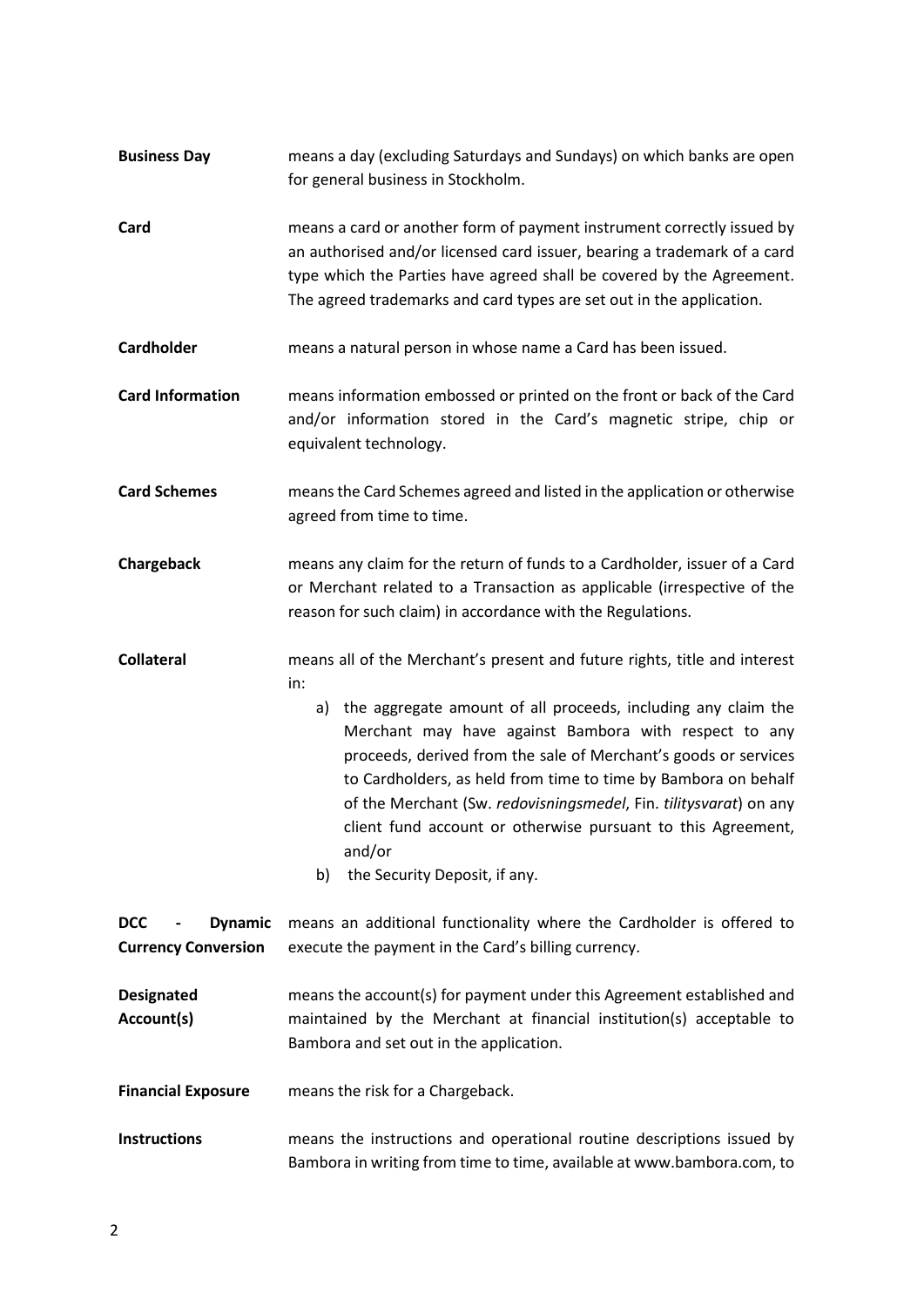**Business Day** means a day (excluding Saturdays and Sundays) on which banks are open for general business in Stockholm.

**Card** means a card or another form of payment instrument correctly issued by an authorised and/or licensed card issuer, bearing a trademark of a card type which the Parties have agreed shall be covered by the Agreement. The agreed trademarks and card types are set out in the application.

**Cardholder** means a natural person in whose name a Card has been issued.

**Card Information** means information embossed or printed on the front or back of the Card and/or information stored in the Card's magnetic stripe, chip or equivalent technology.

**Card Schemes** means the Card Schemes agreed and listed in the application or otherwise agreed from time to time.

**Chargeback** means any claim for the return of funds to a Cardholder, issuer of a Card or Merchant related to a Transaction as applicable (irrespective of the reason for such claim) in accordance with the Regulations.

**Collateral** means all of the Merchant's present and future rights, title and interest in:

a) the aggregate amount of all proceeds, including any claim the Merchant may have against Bambora with respect to any proceeds, derived from the sale of Merchant's goods or services to Cardholders, as held from time to time by Bambora on behalf of the Merchant (Sw. *redovisningsmedel*, Fin. *tilitysvarat*) on any client fund account or otherwise pursuant to this Agreement, and/or

b) the Security Deposit, if any.

**DCC - Dynamic Currency Conversion** means an additional functionality where the Cardholder is offered to execute the payment in the Card's billing currency.

**Designated Account(s)** means the account(s) for payment under this Agreement established and maintained by the Merchant at financial institution(s) acceptable to Bambora and set out in the application.

**Financial Exposure** means the risk for a Chargeback.

**Instructions** means the instructions and operational routine descriptions issued by Bambora in writing from time to time, available at www.bambora.com, to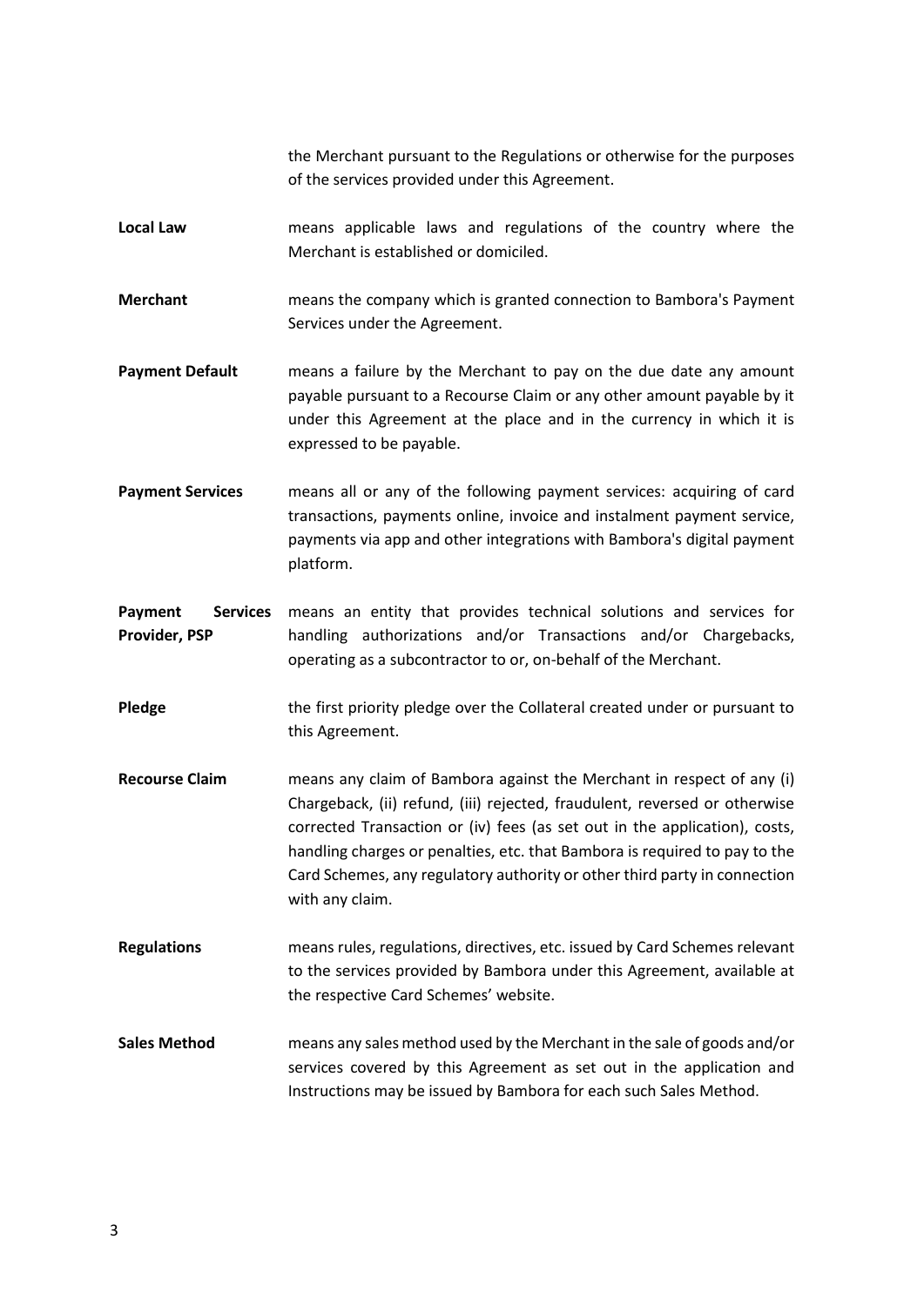the Merchant pursuant to the Regulations or otherwise for the purposes of the services provided under this Agreement.

**Local Law** means applicable laws and regulations of the country where the Merchant is established or domiciled.

**Merchant** means the company which is granted connection to Bambora's Payment Services under the Agreement.

**Payment Default** means a failure by the Merchant to pay on the due date any amount payable pursuant to a Recourse Claim or any other amount payable by it under this Agreement at the place and in the currency in which it is expressed to be payable.

**Payment Services** means all or any of the following payment services: acquiring of card transactions, payments online, invoice and instalment payment service, payments via app and other integrations with Bambora's digital payment platform.

**Payment Services Provider, PSP** means an entity that provides technical solutions and services for handling authorizations and/or Transactions and/or Chargebacks, operating as a subcontractor to or, on-behalf of the Merchant.

**Pledge** the first priority pledge over the Collateral created under or pursuant to this Agreement.

**Recourse Claim** means any claim of Bambora against the Merchant in respect of any (i) Chargeback, (ii) refund, (iii) rejected, fraudulent, reversed or otherwise corrected Transaction or (iv) fees (as set out in the application), costs, handling charges or penalties, etc. that Bambora is required to pay to the Card Schemes, any regulatory authority or other third party in connection with any claim.

**Regulations** means rules, regulations, directives, etc. issued by Card Schemes relevant to the services provided by Bambora under this Agreement, available at the respective Card Schemes' website.

**Sales Method** means any sales method used by the Merchant in the sale of goods and/or services covered by this Agreement as set out in the application and Instructions may be issued by Bambora for each such Sales Method.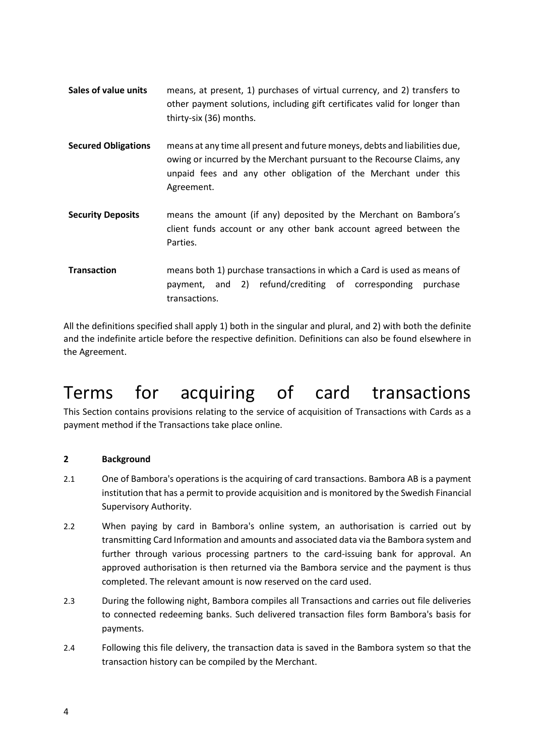| | |
|---|---|
| **Sales of value units** | means, at present, 1) purchases of virtual currency, and 2) transfers to other payment solutions, including gift certificates valid for longer than thirty-six (36) months. |
| **Secured Obligations** | means at any time all present and future moneys, debts and liabilities due, owing or incurred by the Merchant pursuant to the Recourse Claims, any unpaid fees and any other obligation of the Merchant under this Agreement. |
| **Security Deposits** | means the amount (if any) deposited by the Merchant on Bambora's client funds account or any other bank account agreed between the Parties. |
| **Transaction** | means both 1) purchase transactions in which a Card is used as means of payment, and 2) refund/crediting of corresponding purchase transactions. |

All the definitions specified shall apply 1) both in the singular and plural, and 2) with both the definite and the indefinite article before the respective definition. Definitions can also be found elsewhere in the Agreement.

# Terms for acquiring of card transactions

This Section contains provisions relating to the service of acquisition of Transactions with Cards as a payment method if the Transactions take place online.

## 2 Background

2.1 One of Bambora's operations is the acquiring of card transactions. Bambora AB is a payment institution that has a permit to provide acquisition and is monitored by the Swedish Financial Supervisory Authority.

2.2 When paying by card in Bambora's online system, an authorisation is carried out by transmitting Card Information and amounts and associated data via the Bambora system and further through various processing partners to the card-issuing bank for approval. An approved authorisation is then returned via the Bambora service and the payment is thus completed. The relevant amount is now reserved on the card used.

2.3 During the following night, Bambora compiles all Transactions and carries out file deliveries to connected redeeming banks. Such delivered transaction files form Bambora's basis for payments.

2.4 Following this file delivery, the transaction data is saved in the Bambora system so that the transaction history can be compiled by the Merchant.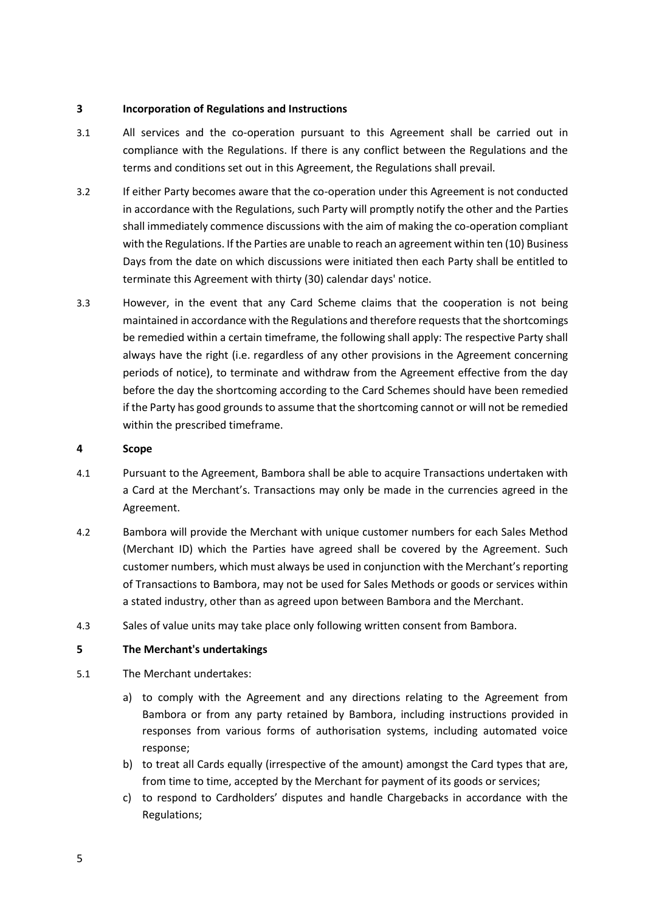## 3 Incorporation of Regulations and Instructions

3.1 All services and the co-operation pursuant to this Agreement shall be carried out in compliance with the Regulations. If there is any conflict between the Regulations and the terms and conditions set out in this Agreement, the Regulations shall prevail.

3.2 If either Party becomes aware that the co-operation under this Agreement is not conducted in accordance with the Regulations, such Party will promptly notify the other and the Parties shall immediately commence discussions with the aim of making the co-operation compliant with the Regulations. If the Parties are unable to reach an agreement within ten (10) Business Days from the date on which discussions were initiated then each Party shall be entitled to terminate this Agreement with thirty (30) calendar days' notice.

3.3 However, in the event that any Card Scheme claims that the cooperation is not being maintained in accordance with the Regulations and therefore requests that the shortcomings be remedied within a certain timeframe, the following shall apply: The respective Party shall always have the right (i.e. regardless of any other provisions in the Agreement concerning periods of notice), to terminate and withdraw from the Agreement effective from the day before the day the shortcoming according to the Card Schemes should have been remedied if the Party has good grounds to assume that the shortcoming cannot or will not be remedied within the prescribed timeframe.

## 4 Scope

4.1 Pursuant to the Agreement, Bambora shall be able to acquire Transactions undertaken with a Card at the Merchant's. Transactions may only be made in the currencies agreed in the Agreement.

4.2 Bambora will provide the Merchant with unique customer numbers for each Sales Method (Merchant ID) which the Parties have agreed shall be covered by the Agreement. Such customer numbers, which must always be used in conjunction with the Merchant's reporting of Transactions to Bambora, may not be used for Sales Methods or goods or services within a stated industry, other than as agreed upon between Bambora and the Merchant.

4.3 Sales of value units may take place only following written consent from Bambora.

## 5 The Merchant's undertakings

5.1 The Merchant undertakes:

a) to comply with the Agreement and any directions relating to the Agreement from Bambora or from any party retained by Bambora, including instructions provided in responses from various forms of authorisation systems, including automated voice response;
b) to treat all Cards equally (irrespective of the amount) amongst the Card types that are, from time to time, accepted by the Merchant for payment of its goods or services;
c) to respond to Cardholders' disputes and handle Chargebacks in accordance with the Regulations;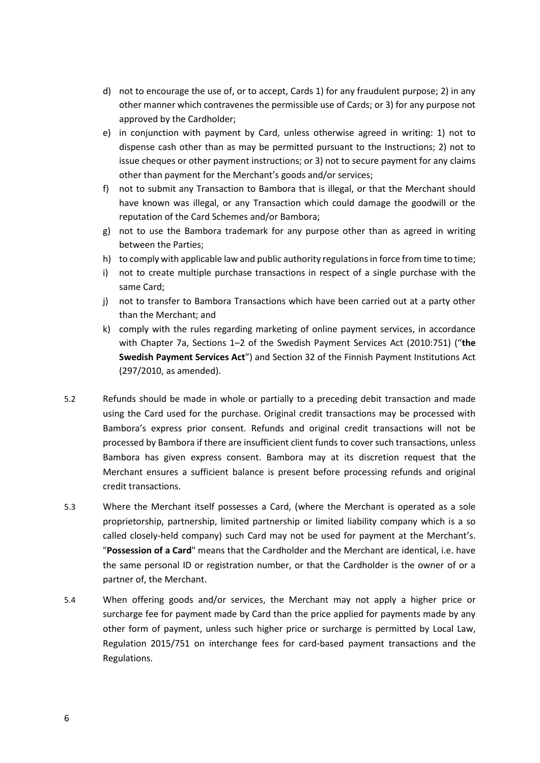d) not to encourage the use of, or to accept, Cards 1) for any fraudulent purpose; 2) in any other manner which contravenes the permissible use of Cards; or 3) for any purpose not approved by the Cardholder;

e) in conjunction with payment by Card, unless otherwise agreed in writing: 1) not to dispense cash other than as may be permitted pursuant to the Instructions; 2) not to issue cheques or other payment instructions; or 3) not to secure payment for any claims other than payment for the Merchant's goods and/or services;

f) not to submit any Transaction to Bambora that is illegal, or that the Merchant should have known was illegal, or any Transaction which could damage the goodwill or the reputation of the Card Schemes and/or Bambora;

g) not to use the Bambora trademark for any purpose other than as agreed in writing between the Parties;

h) to comply with applicable law and public authority regulations in force from time to time;

i) not to create multiple purchase transactions in respect of a single purchase with the same Card;

j) not to transfer to Bambora Transactions which have been carried out at a party other than the Merchant; and

k) comply with the rules regarding marketing of online payment services, in accordance with Chapter 7a, Sections 1–2 of the Swedish Payment Services Act (2010:751) ("**the Swedish Payment Services Act**") and Section 32 of the Finnish Payment Institutions Act (297/2010, as amended).

5.2 Refunds should be made in whole or partially to a preceding debit transaction and made using the Card used for the purchase. Original credit transactions may be processed with Bambora's express prior consent. Refunds and original credit transactions will not be processed by Bambora if there are insufficient client funds to cover such transactions, unless Bambora has given express consent. Bambora may at its discretion request that the Merchant ensures a sufficient balance is present before processing refunds and original credit transactions.

5.3 Where the Merchant itself possesses a Card, (where the Merchant is operated as a sole proprietorship, partnership, limited partnership or limited liability company which is a so called closely-held company) such Card may not be used for payment at the Merchant's. "**Possession of a Card**" means that the Cardholder and the Merchant are identical, i.e. have the same personal ID or registration number, or that the Cardholder is the owner of or a partner of, the Merchant.

5.4 When offering goods and/or services, the Merchant may not apply a higher price or surcharge fee for payment made by Card than the price applied for payments made by any other form of payment, unless such higher price or surcharge is permitted by Local Law, Regulation 2015/751 on interchange fees for card-based payment transactions and the Regulations.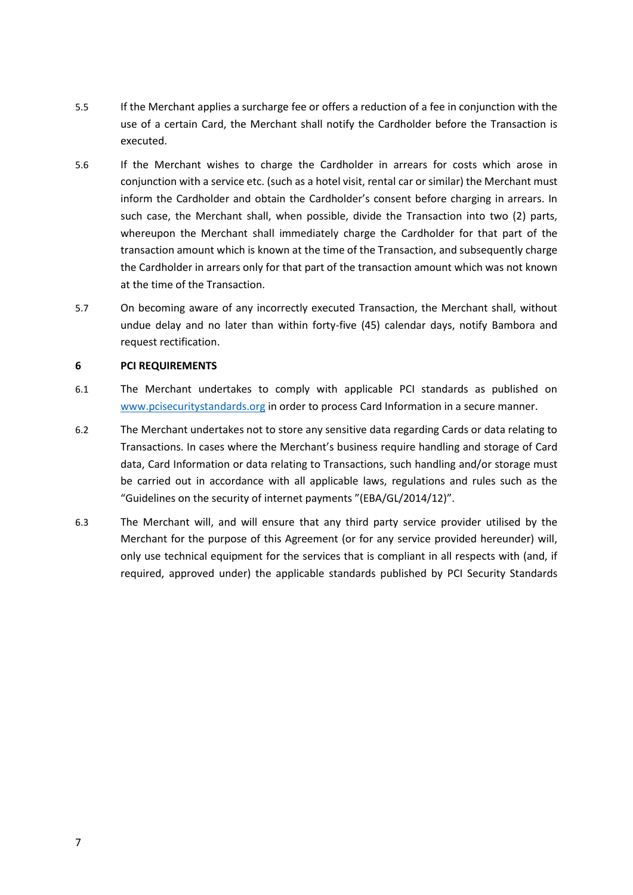5.5 If the Merchant applies a surcharge fee or offers a reduction of a fee in conjunction with the use of a certain Card, the Merchant shall notify the Cardholder before the Transaction is executed.

5.6 If the Merchant wishes to charge the Cardholder in arrears for costs which arose in conjunction with a service etc. (such as a hotel visit, rental car or similar) the Merchant must inform the Cardholder and obtain the Cardholder's consent before charging in arrears. In such case, the Merchant shall, when possible, divide the Transaction into two (2) parts, whereupon the Merchant shall immediately charge the Cardholder for that part of the transaction amount which is known at the time of the Transaction, and subsequently charge the Cardholder in arrears only for that part of the transaction amount which was not known at the time of the Transaction.

5.7 On becoming aware of any incorrectly executed Transaction, the Merchant shall, without undue delay and no later than within forty-five (45) calendar days, notify Bambora and request rectification.

## 6 PCI REQUIREMENTS

6.1 The Merchant undertakes to comply with applicable PCI standards as published on [www.pcisecuritystandards.org](http://www.pcisecuritystandards.org) in order to process Card Information in a secure manner.

6.2 The Merchant undertakes not to store any sensitive data regarding Cards or data relating to Transactions. In cases where the Merchant's business require handling and storage of Card data, Card Information or data relating to Transactions, such handling and/or storage must be carried out in accordance with all applicable laws, regulations and rules such as the "Guidelines on the security of internet payments "(EBA/GL/2014/12)".

6.3 The Merchant will, and will ensure that any third party service provider utilised by the Merchant for the purpose of this Agreement (or for any service provided hereunder) will, only use technical equipment for the services that is compliant in all respects with (and, if required, approved under) the applicable standards published by PCI Security Standards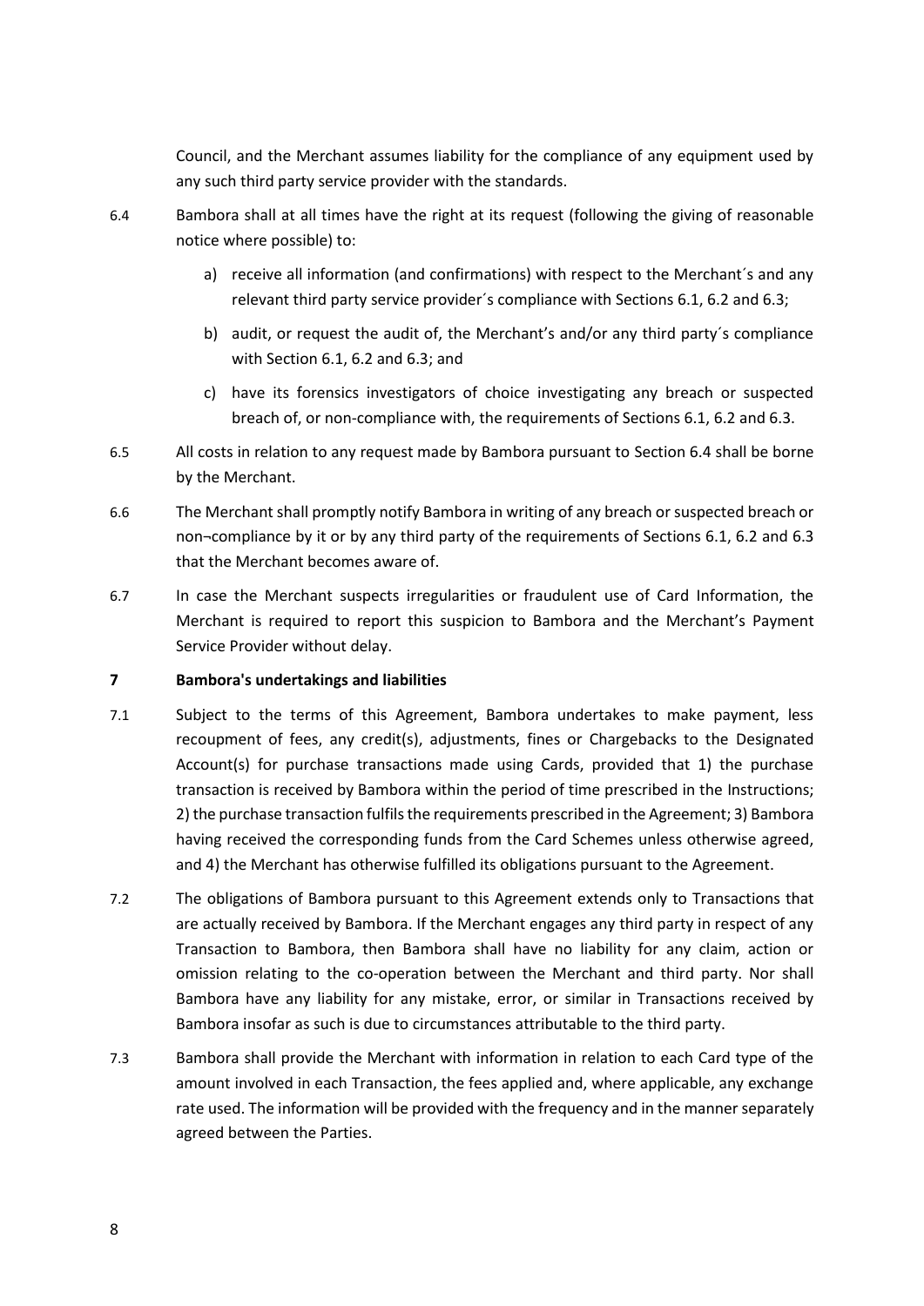Council, and the Merchant assumes liability for the compliance of any equipment used by any such third party service provider with the standards.

6.4 Bambora shall at all times have the right at its request (following the giving of reasonable notice where possible) to:

a) receive all information (and confirmations) with respect to the Merchant´s and any relevant third party service provider´s compliance with Sections 6.1, 6.2 and 6.3;

b) audit, or request the audit of, the Merchant's and/or any third party´s compliance with Section 6.1, 6.2 and 6.3; and

c) have its forensics investigators of choice investigating any breach or suspected breach of, or non-compliance with, the requirements of Sections 6.1, 6.2 and 6.3.

6.5 All costs in relation to any request made by Bambora pursuant to Section 6.4 shall be borne by the Merchant.

6.6 The Merchant shall promptly notify Bambora in writing of any breach or suspected breach or non¬compliance by it or by any third party of the requirements of Sections 6.1, 6.2 and 6.3 that the Merchant becomes aware of.

6.7 In case the Merchant suspects irregularities or fraudulent use of Card Information, the Merchant is required to report this suspicion to Bambora and the Merchant's Payment Service Provider without delay.

## 7 Bambora's undertakings and liabilities

7.1 Subject to the terms of this Agreement, Bambora undertakes to make payment, less recoupment of fees, any credit(s), adjustments, fines or Chargebacks to the Designated Account(s) for purchase transactions made using Cards, provided that 1) the purchase transaction is received by Bambora within the period of time prescribed in the Instructions; 2) the purchase transaction fulfils the requirements prescribed in the Agreement; 3) Bambora having received the corresponding funds from the Card Schemes unless otherwise agreed, and 4) the Merchant has otherwise fulfilled its obligations pursuant to the Agreement.

7.2 The obligations of Bambora pursuant to this Agreement extends only to Transactions that are actually received by Bambora. If the Merchant engages any third party in respect of any Transaction to Bambora, then Bambora shall have no liability for any claim, action or omission relating to the co-operation between the Merchant and third party. Nor shall Bambora have any liability for any mistake, error, or similar in Transactions received by Bambora insofar as such is due to circumstances attributable to the third party.

7.3 Bambora shall provide the Merchant with information in relation to each Card type of the amount involved in each Transaction, the fees applied and, where applicable, any exchange rate used. The information will be provided with the frequency and in the manner separately agreed between the Parties.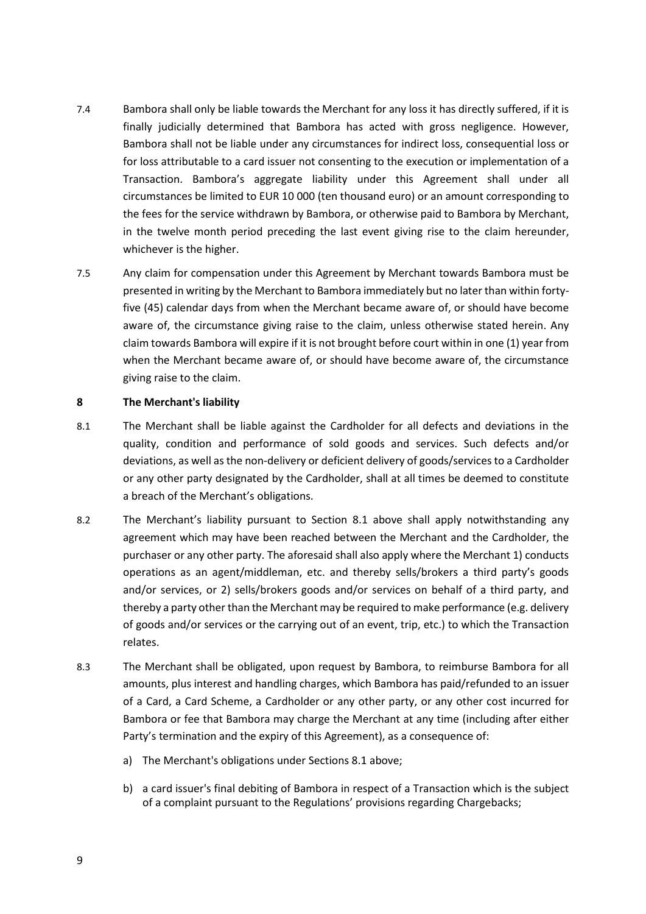7.4 Bambora shall only be liable towards the Merchant for any loss it has directly suffered, if it is finally judicially determined that Bambora has acted with gross negligence. However, Bambora shall not be liable under any circumstances for indirect loss, consequential loss or for loss attributable to a card issuer not consenting to the execution or implementation of a Transaction. Bambora's aggregate liability under this Agreement shall under all circumstances be limited to EUR 10 000 (ten thousand euro) or an amount corresponding to the fees for the service withdrawn by Bambora, or otherwise paid to Bambora by Merchant, in the twelve month period preceding the last event giving rise to the claim hereunder, whichever is the higher.

7.5 Any claim for compensation under this Agreement by Merchant towards Bambora must be presented in writing by the Merchant to Bambora immediately but no later than within forty-five (45) calendar days from when the Merchant became aware of, or should have become aware of, the circumstance giving raise to the claim, unless otherwise stated herein. Any claim towards Bambora will expire if it is not brought before court within in one (1) year from when the Merchant became aware of, or should have become aware of, the circumstance giving raise to the claim.

## 8 The Merchant's liability

8.1 The Merchant shall be liable against the Cardholder for all defects and deviations in the quality, condition and performance of sold goods and services. Such defects and/or deviations, as well as the non-delivery or deficient delivery of goods/services to a Cardholder or any other party designated by the Cardholder, shall at all times be deemed to constitute a breach of the Merchant's obligations.

8.2 The Merchant's liability pursuant to Section 8.1 above shall apply notwithstanding any agreement which may have been reached between the Merchant and the Cardholder, the purchaser or any other party. The aforesaid shall also apply where the Merchant 1) conducts operations as an agent/middleman, etc. and thereby sells/brokers a third party's goods and/or services, or 2) sells/brokers goods and/or services on behalf of a third party, and thereby a party other than the Merchant may be required to make performance (e.g. delivery of goods and/or services or the carrying out of an event, trip, etc.) to which the Transaction relates.

8.3 The Merchant shall be obligated, upon request by Bambora, to reimburse Bambora for all amounts, plus interest and handling charges, which Bambora has paid/refunded to an issuer of a Card, a Card Scheme, a Cardholder or any other party, or any other cost incurred for Bambora or fee that Bambora may charge the Merchant at any time (including after either Party's termination and the expiry of this Agreement), as a consequence of:

a) The Merchant's obligations under Sections 8.1 above;

b) a card issuer's final debiting of Bambora in respect of a Transaction which is the subject of a complaint pursuant to the Regulations' provisions regarding Chargebacks;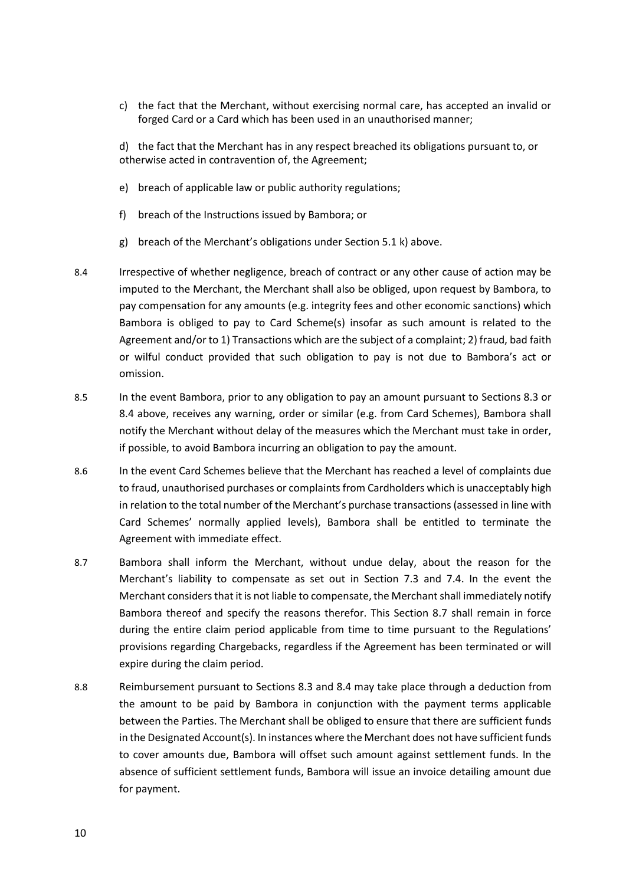c) the fact that the Merchant, without exercising normal care, has accepted an invalid or forged Card or a Card which has been used in an unauthorised manner;

d) the fact that the Merchant has in any respect breached its obligations pursuant to, or otherwise acted in contravention of, the Agreement;

e) breach of applicable law or public authority regulations;

f) breach of the Instructions issued by Bambora; or

g) breach of the Merchant's obligations under Section 5.1 k) above.

8.4 Irrespective of whether negligence, breach of contract or any other cause of action may be imputed to the Merchant, the Merchant shall also be obliged, upon request by Bambora, to pay compensation for any amounts (e.g. integrity fees and other economic sanctions) which Bambora is obliged to pay to Card Scheme(s) insofar as such amount is related to the Agreement and/or to 1) Transactions which are the subject of a complaint; 2) fraud, bad faith or wilful conduct provided that such obligation to pay is not due to Bambora's act or omission.

8.5 In the event Bambora, prior to any obligation to pay an amount pursuant to Sections 8.3 or 8.4 above, receives any warning, order or similar (e.g. from Card Schemes), Bambora shall notify the Merchant without delay of the measures which the Merchant must take in order, if possible, to avoid Bambora incurring an obligation to pay the amount.

8.6 In the event Card Schemes believe that the Merchant has reached a level of complaints due to fraud, unauthorised purchases or complaints from Cardholders which is unacceptably high in relation to the total number of the Merchant's purchase transactions (assessed in line with Card Schemes' normally applied levels), Bambora shall be entitled to terminate the Agreement with immediate effect.

8.7 Bambora shall inform the Merchant, without undue delay, about the reason for the Merchant's liability to compensate as set out in Section 7.3 and 7.4. In the event the Merchant considers that it is not liable to compensate, the Merchant shall immediately notify Bambora thereof and specify the reasons therefor. This Section 8.7 shall remain in force during the entire claim period applicable from time to time pursuant to the Regulations' provisions regarding Chargebacks, regardless if the Agreement has been terminated or will expire during the claim period.

8.8 Reimbursement pursuant to Sections 8.3 and 8.4 may take place through a deduction from the amount to be paid by Bambora in conjunction with the payment terms applicable between the Parties. The Merchant shall be obliged to ensure that there are sufficient funds in the Designated Account(s). In instances where the Merchant does not have sufficient funds to cover amounts due, Bambora will offset such amount against settlement funds. In the absence of sufficient settlement funds, Bambora will issue an invoice detailing amount due for payment.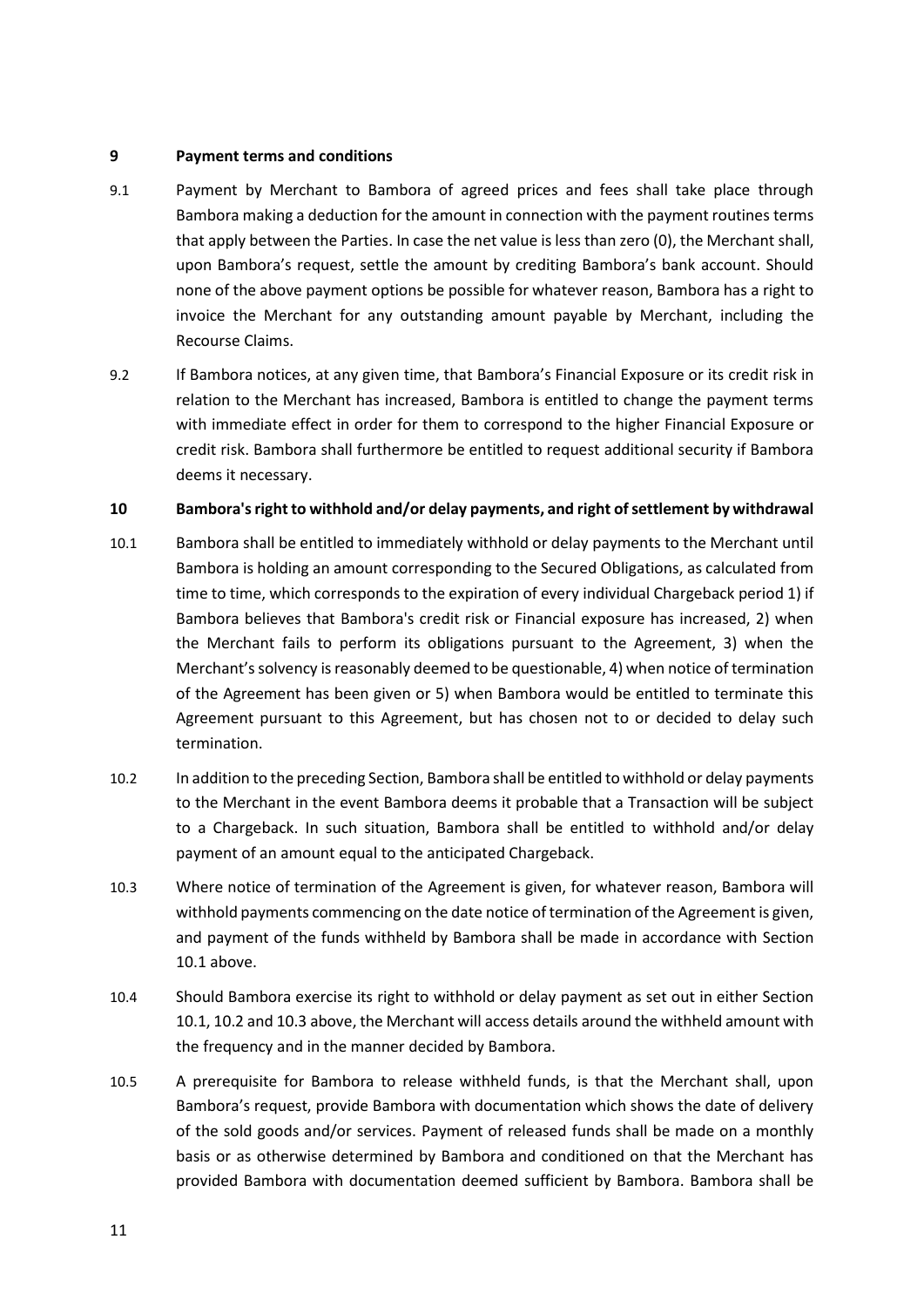## 9 Payment terms and conditions

9.1 Payment by Merchant to Bambora of agreed prices and fees shall take place through Bambora making a deduction for the amount in connection with the payment routines terms that apply between the Parties. In case the net value is less than zero (0), the Merchant shall, upon Bambora's request, settle the amount by crediting Bambora's bank account. Should none of the above payment options be possible for whatever reason, Bambora has a right to invoice the Merchant for any outstanding amount payable by Merchant, including the Recourse Claims.

9.2 If Bambora notices, at any given time, that Bambora's Financial Exposure or its credit risk in relation to the Merchant has increased, Bambora is entitled to change the payment terms with immediate effect in order for them to correspond to the higher Financial Exposure or credit risk. Bambora shall furthermore be entitled to request additional security if Bambora deems it necessary.

## 10 Bambora's right to withhold and/or delay payments, and right of settlement by withdrawal

10.1 Bambora shall be entitled to immediately withhold or delay payments to the Merchant until Bambora is holding an amount corresponding to the Secured Obligations, as calculated from time to time, which corresponds to the expiration of every individual Chargeback period 1) if Bambora believes that Bambora's credit risk or Financial exposure has increased, 2) when the Merchant fails to perform its obligations pursuant to the Agreement, 3) when the Merchant's solvency is reasonably deemed to be questionable, 4) when notice of termination of the Agreement has been given or 5) when Bambora would be entitled to terminate this Agreement pursuant to this Agreement, but has chosen not to or decided to delay such termination.

10.2 In addition to the preceding Section, Bambora shall be entitled to withhold or delay payments to the Merchant in the event Bambora deems it probable that a Transaction will be subject to a Chargeback. In such situation, Bambora shall be entitled to withhold and/or delay payment of an amount equal to the anticipated Chargeback.

10.3 Where notice of termination of the Agreement is given, for whatever reason, Bambora will withhold payments commencing on the date notice of termination of the Agreement is given, and payment of the funds withheld by Bambora shall be made in accordance with Section 10.1 above.

10.4 Should Bambora exercise its right to withhold or delay payment as set out in either Section 10.1, 10.2 and 10.3 above, the Merchant will access details around the withheld amount with the frequency and in the manner decided by Bambora.

10.5 A prerequisite for Bambora to release withheld funds, is that the Merchant shall, upon Bambora's request, provide Bambora with documentation which shows the date of delivery of the sold goods and/or services. Payment of released funds shall be made on a monthly basis or as otherwise determined by Bambora and conditioned on that the Merchant has provided Bambora with documentation deemed sufficient by Bambora. Bambora shall be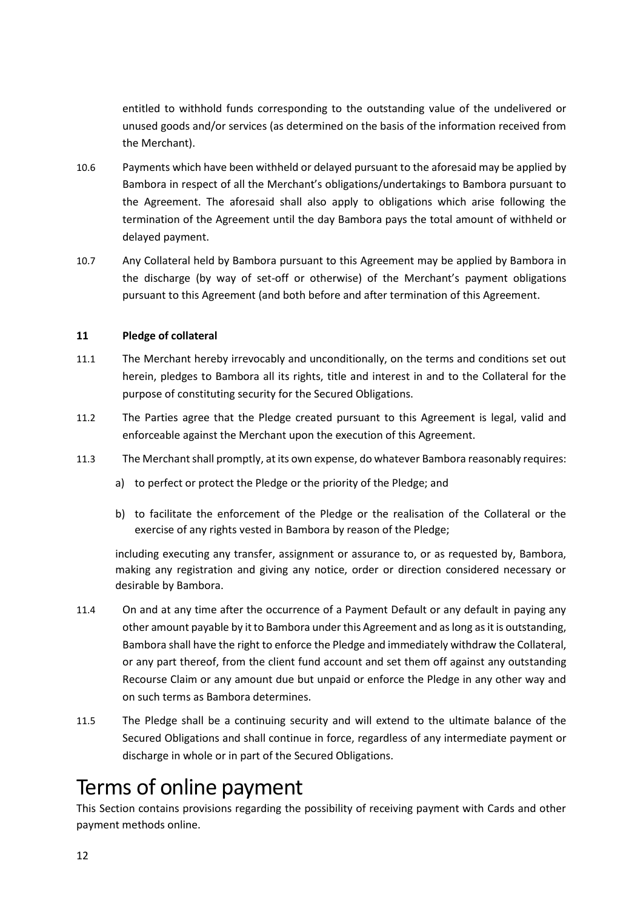entitled to withhold funds corresponding to the outstanding value of the undelivered or unused goods and/or services (as determined on the basis of the information received from the Merchant).

10.6 Payments which have been withheld or delayed pursuant to the aforesaid may be applied by Bambora in respect of all the Merchant's obligations/undertakings to Bambora pursuant to the Agreement. The aforesaid shall also apply to obligations which arise following the termination of the Agreement until the day Bambora pays the total amount of withheld or delayed payment.

10.7 Any Collateral held by Bambora pursuant to this Agreement may be applied by Bambora in the discharge (by way of set-off or otherwise) of the Merchant's payment obligations pursuant to this Agreement (and both before and after termination of this Agreement.

**11 Pledge of collateral**

11.1 The Merchant hereby irrevocably and unconditionally, on the terms and conditions set out herein, pledges to Bambora all its rights, title and interest in and to the Collateral for the purpose of constituting security for the Secured Obligations.

11.2 The Parties agree that the Pledge created pursuant to this Agreement is legal, valid and enforceable against the Merchant upon the execution of this Agreement.

11.3 The Merchant shall promptly, at its own expense, do whatever Bambora reasonably requires:

a) to perfect or protect the Pledge or the priority of the Pledge; and

b) to facilitate the enforcement of the Pledge or the realisation of the Collateral or the exercise of any rights vested in Bambora by reason of the Pledge;

including executing any transfer, assignment or assurance to, or as requested by, Bambora, making any registration and giving any notice, order or direction considered necessary or desirable by Bambora.

11.4 On and at any time after the occurrence of a Payment Default or any default in paying any other amount payable by it to Bambora under this Agreement and as long as it is outstanding, Bambora shall have the right to enforce the Pledge and immediately withdraw the Collateral, or any part thereof, from the client fund account and set them off against any outstanding Recourse Claim or any amount due but unpaid or enforce the Pledge in any other way and on such terms as Bambora determines.

11.5 The Pledge shall be a continuing security and will extend to the ultimate balance of the Secured Obligations and shall continue in force, regardless of any intermediate payment or discharge in whole or in part of the Secured Obligations.

# Terms of online payment

This Section contains provisions regarding the possibility of receiving payment with Cards and other payment methods online.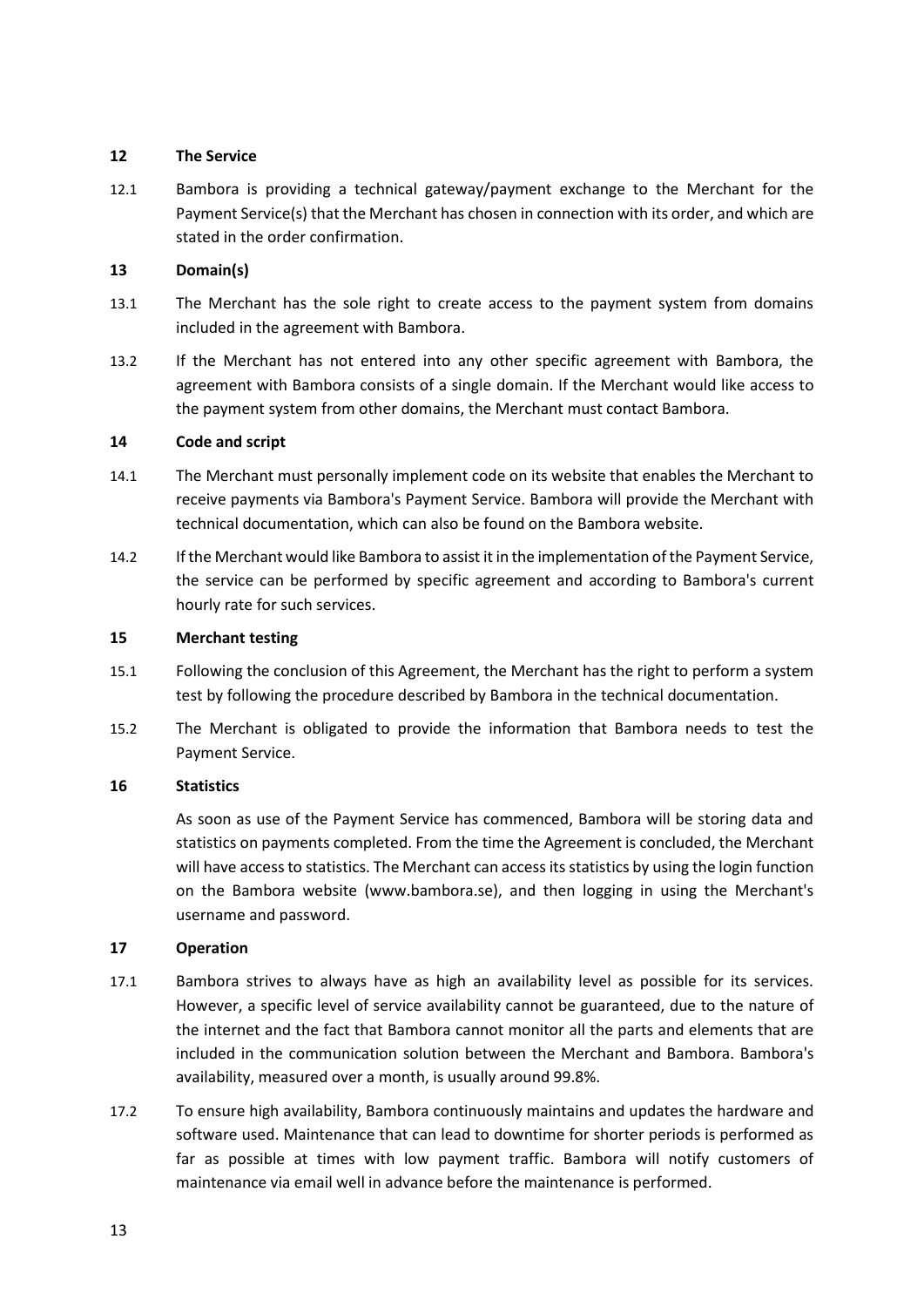## 12 The Service

12.1 Bambora is providing a technical gateway/payment exchange to the Merchant for the Payment Service(s) that the Merchant has chosen in connection with its order, and which are stated in the order confirmation.

## 13 Domain(s)

13.1 The Merchant has the sole right to create access to the payment system from domains included in the agreement with Bambora.

13.2 If the Merchant has not entered into any other specific agreement with Bambora, the agreement with Bambora consists of a single domain. If the Merchant would like access to the payment system from other domains, the Merchant must contact Bambora.

## 14 Code and script

14.1 The Merchant must personally implement code on its website that enables the Merchant to receive payments via Bambora's Payment Service. Bambora will provide the Merchant with technical documentation, which can also be found on the Bambora website.

14.2 If the Merchant would like Bambora to assist it in the implementation of the Payment Service, the service can be performed by specific agreement and according to Bambora's current hourly rate for such services.

## 15 Merchant testing

15.1 Following the conclusion of this Agreement, the Merchant has the right to perform a system test by following the procedure described by Bambora in the technical documentation.

15.2 The Merchant is obligated to provide the information that Bambora needs to test the Payment Service.

## 16 Statistics

As soon as use of the Payment Service has commenced, Bambora will be storing data and statistics on payments completed. From the time the Agreement is concluded, the Merchant will have access to statistics. The Merchant can access its statistics by using the login function on the Bambora website (www.bambora.se), and then logging in using the Merchant's username and password.

## 17 Operation

17.1 Bambora strives to always have as high an availability level as possible for its services. However, a specific level of service availability cannot be guaranteed, due to the nature of the internet and the fact that Bambora cannot monitor all the parts and elements that are included in the communication solution between the Merchant and Bambora. Bambora's availability, measured over a month, is usually around 99.8%.

17.2 To ensure high availability, Bambora continuously maintains and updates the hardware and software used. Maintenance that can lead to downtime for shorter periods is performed as far as possible at times with low payment traffic. Bambora will notify customers of maintenance via email well in advance before the maintenance is performed.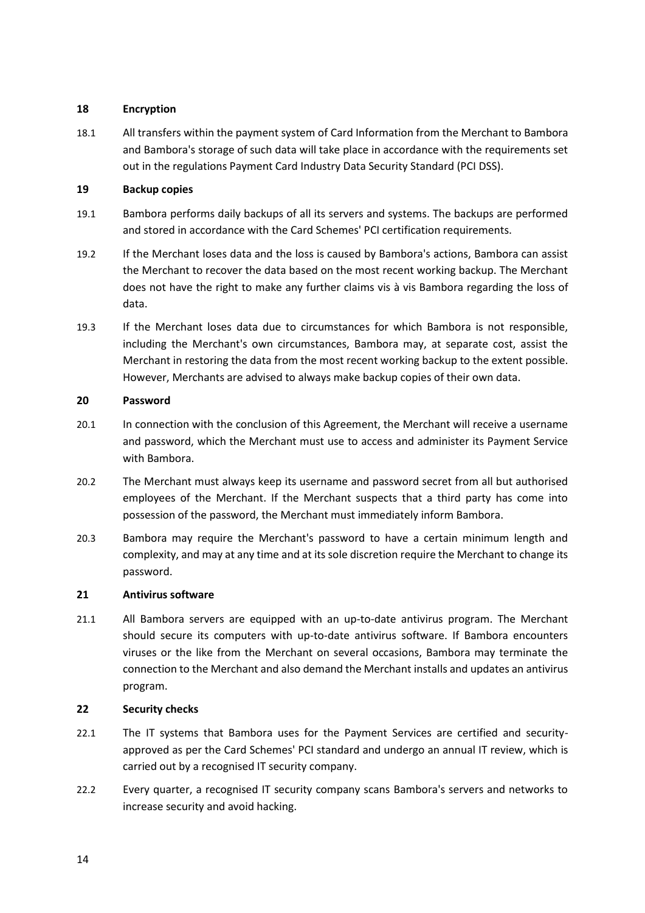## 18 Encryption

18.1 All transfers within the payment system of Card Information from the Merchant to Bambora and Bambora's storage of such data will take place in accordance with the requirements set out in the regulations Payment Card Industry Data Security Standard (PCI DSS).

## 19 Backup copies

19.1 Bambora performs daily backups of all its servers and systems. The backups are performed and stored in accordance with the Card Schemes' PCI certification requirements.

19.2 If the Merchant loses data and the loss is caused by Bambora's actions, Bambora can assist the Merchant to recover the data based on the most recent working backup. The Merchant does not have the right to make any further claims vis à vis Bambora regarding the loss of data.

19.3 If the Merchant loses data due to circumstances for which Bambora is not responsible, including the Merchant's own circumstances, Bambora may, at separate cost, assist the Merchant in restoring the data from the most recent working backup to the extent possible. However, Merchants are advised to always make backup copies of their own data.

## 20 Password

20.1 In connection with the conclusion of this Agreement, the Merchant will receive a username and password, which the Merchant must use to access and administer its Payment Service with Bambora.

20.2 The Merchant must always keep its username and password secret from all but authorised employees of the Merchant. If the Merchant suspects that a third party has come into possession of the password, the Merchant must immediately inform Bambora.

20.3 Bambora may require the Merchant's password to have a certain minimum length and complexity, and may at any time and at its sole discretion require the Merchant to change its password.

## 21 Antivirus software

21.1 All Bambora servers are equipped with an up-to-date antivirus program. The Merchant should secure its computers with up-to-date antivirus software. If Bambora encounters viruses or the like from the Merchant on several occasions, Bambora may terminate the connection to the Merchant and also demand the Merchant installs and updates an antivirus program.

## 22 Security checks

22.1 The IT systems that Bambora uses for the Payment Services are certified and security-approved as per the Card Schemes' PCI standard and undergo an annual IT review, which is carried out by a recognised IT security company.

22.2 Every quarter, a recognised IT security company scans Bambora's servers and networks to increase security and avoid hacking.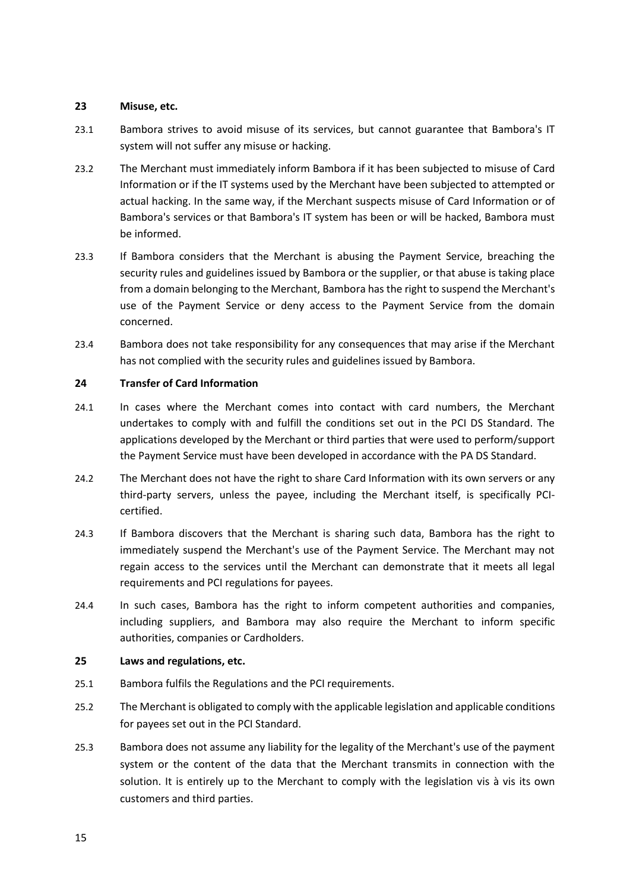## 23 Misuse, etc.

23.1 Bambora strives to avoid misuse of its services, but cannot guarantee that Bambora's IT system will not suffer any misuse or hacking.

23.2 The Merchant must immediately inform Bambora if it has been subjected to misuse of Card Information or if the IT systems used by the Merchant have been subjected to attempted or actual hacking. In the same way, if the Merchant suspects misuse of Card Information or of Bambora's services or that Bambora's IT system has been or will be hacked, Bambora must be informed.

23.3 If Bambora considers that the Merchant is abusing the Payment Service, breaching the security rules and guidelines issued by Bambora or the supplier, or that abuse is taking place from a domain belonging to the Merchant, Bambora has the right to suspend the Merchant's use of the Payment Service or deny access to the Payment Service from the domain concerned.

23.4 Bambora does not take responsibility for any consequences that may arise if the Merchant has not complied with the security rules and guidelines issued by Bambora.

## 24 Transfer of Card Information

24.1 In cases where the Merchant comes into contact with card numbers, the Merchant undertakes to comply with and fulfill the conditions set out in the PCI DS Standard. The applications developed by the Merchant or third parties that were used to perform/support the Payment Service must have been developed in accordance with the PA DS Standard.

24.2 The Merchant does not have the right to share Card Information with its own servers or any third-party servers, unless the payee, including the Merchant itself, is specifically PCI-certified.

24.3 If Bambora discovers that the Merchant is sharing such data, Bambora has the right to immediately suspend the Merchant's use of the Payment Service. The Merchant may not regain access to the services until the Merchant can demonstrate that it meets all legal requirements and PCI regulations for payees.

24.4 In such cases, Bambora has the right to inform competent authorities and companies, including suppliers, and Bambora may also require the Merchant to inform specific authorities, companies or Cardholders.

## 25 Laws and regulations, etc.

25.1 Bambora fulfils the Regulations and the PCI requirements.

25.2 The Merchant is obligated to comply with the applicable legislation and applicable conditions for payees set out in the PCI Standard.

25.3 Bambora does not assume any liability for the legality of the Merchant's use of the payment system or the content of the data that the Merchant transmits in connection with the solution. It is entirely up to the Merchant to comply with the legislation vis à vis its own customers and third parties.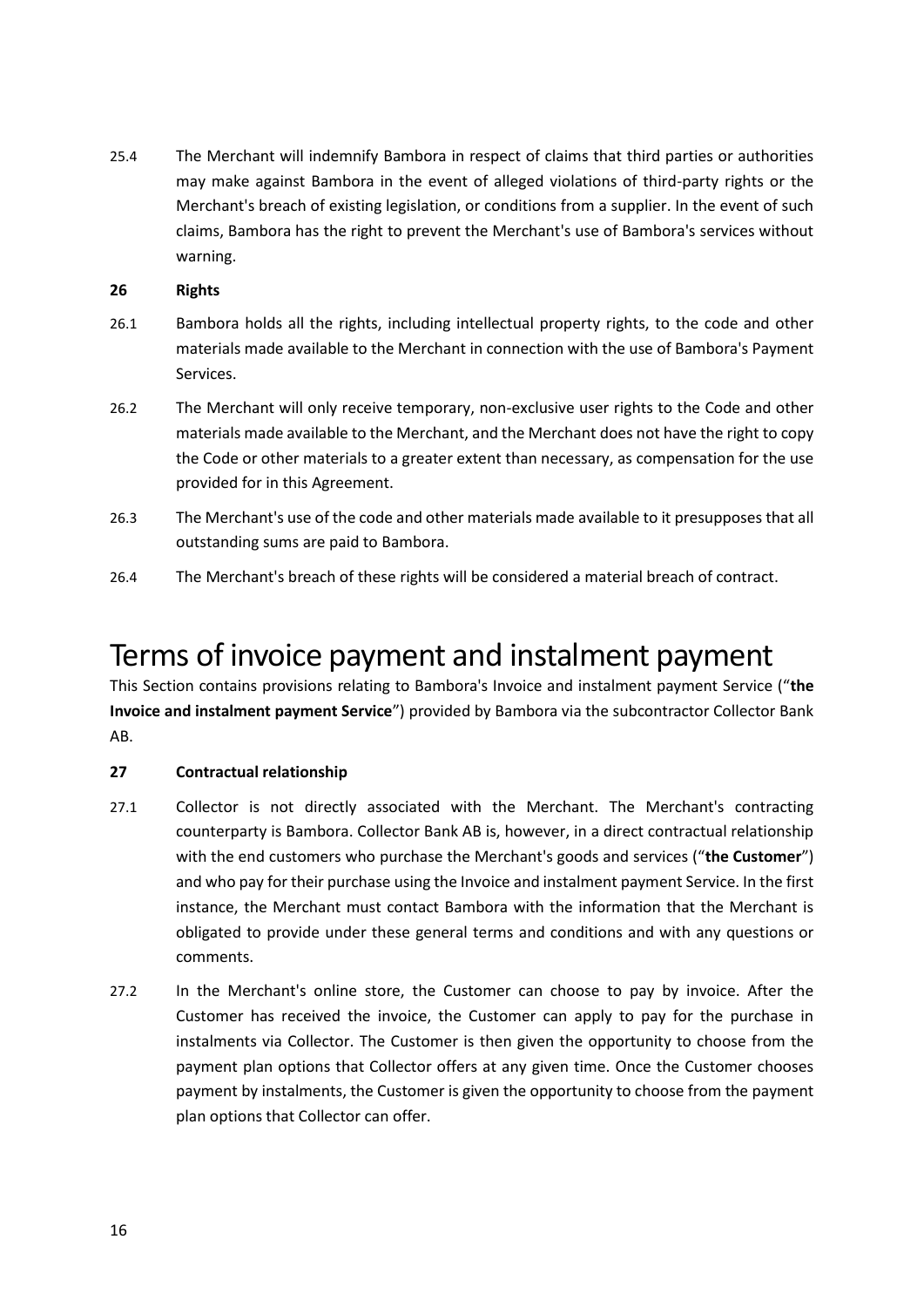25.4 The Merchant will indemnify Bambora in respect of claims that third parties or authorities may make against Bambora in the event of alleged violations of third-party rights or the Merchant's breach of existing legislation, or conditions from a supplier. In the event of such claims, Bambora has the right to prevent the Merchant's use of Bambora's services without warning.

**26 Rights**

26.1 Bambora holds all the rights, including intellectual property rights, to the code and other materials made available to the Merchant in connection with the use of Bambora's Payment Services.

26.2 The Merchant will only receive temporary, non-exclusive user rights to the Code and other materials made available to the Merchant, and the Merchant does not have the right to copy the Code or other materials to a greater extent than necessary, as compensation for the use provided for in this Agreement.

26.3 The Merchant's use of the code and other materials made available to it presupposes that all outstanding sums are paid to Bambora.

26.4 The Merchant's breach of these rights will be considered a material breach of contract.

# Terms of invoice payment and instalment payment

This Section contains provisions relating to Bambora's Invoice and instalment payment Service ("**the Invoice and instalment payment Service**") provided by Bambora via the subcontractor Collector Bank AB.

**27 Contractual relationship**

27.1 Collector is not directly associated with the Merchant. The Merchant's contracting counterparty is Bambora. Collector Bank AB is, however, in a direct contractual relationship with the end customers who purchase the Merchant's goods and services ("**the Customer**") and who pay for their purchase using the Invoice and instalment payment Service. In the first instance, the Merchant must contact Bambora with the information that the Merchant is obligated to provide under these general terms and conditions and with any questions or comments.

27.2 In the Merchant's online store, the Customer can choose to pay by invoice. After the Customer has received the invoice, the Customer can apply to pay for the purchase in instalments via Collector. The Customer is then given the opportunity to choose from the payment plan options that Collector offers at any given time. Once the Customer chooses payment by instalments, the Customer is given the opportunity to choose from the payment plan options that Collector can offer.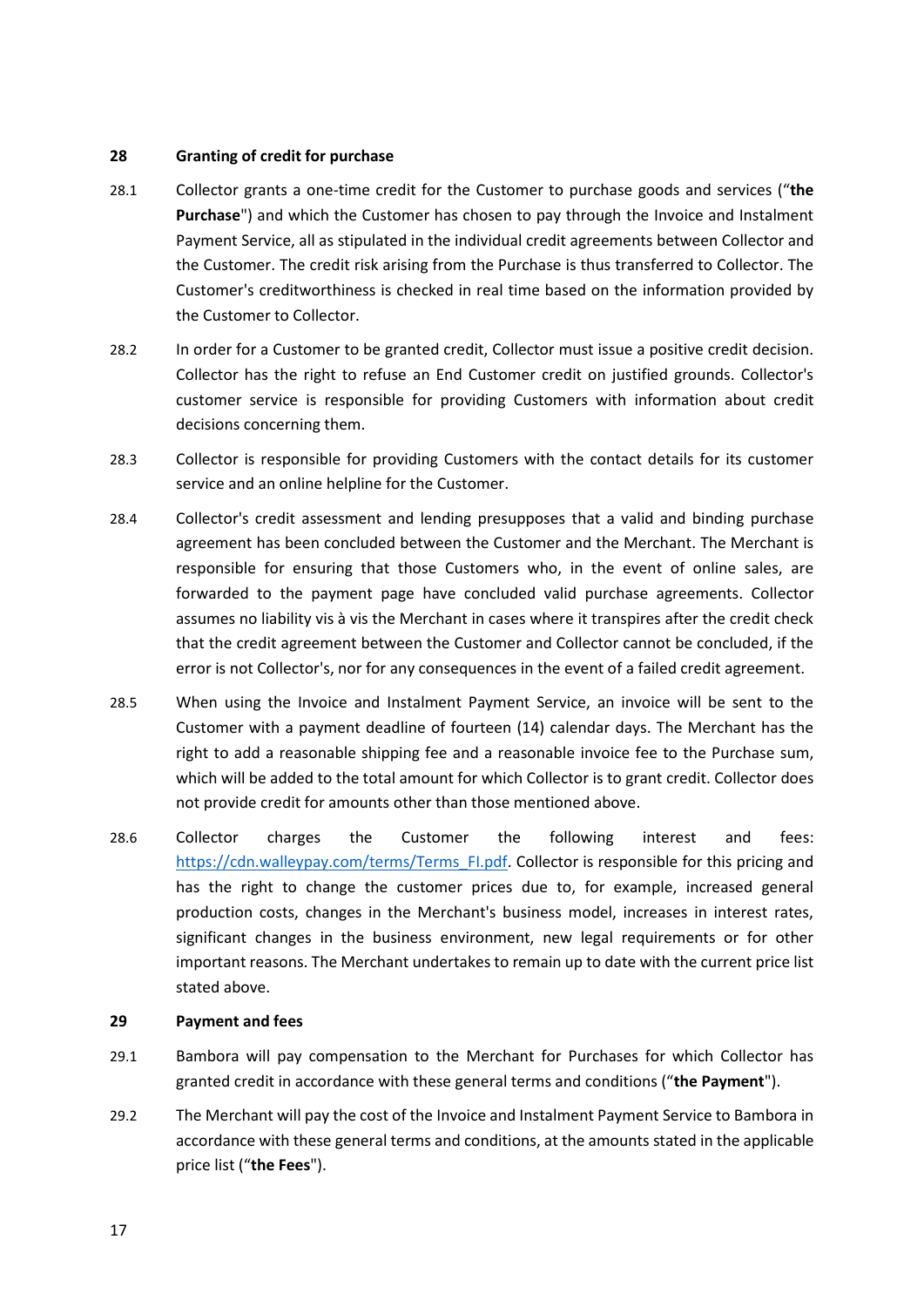## 28 Granting of credit for purchase

28.1 Collector grants a one-time credit for the Customer to purchase goods and services ("**the Purchase**") and which the Customer has chosen to pay through the Invoice and Instalment Payment Service, all as stipulated in the individual credit agreements between Collector and the Customer. The credit risk arising from the Purchase is thus transferred to Collector. The Customer's creditworthiness is checked in real time based on the information provided by the Customer to Collector.

28.2 In order for a Customer to be granted credit, Collector must issue a positive credit decision. Collector has the right to refuse an End Customer credit on justified grounds. Collector's customer service is responsible for providing Customers with information about credit decisions concerning them.

28.3 Collector is responsible for providing Customers with the contact details for its customer service and an online helpline for the Customer.

28.4 Collector's credit assessment and lending presupposes that a valid and binding purchase agreement has been concluded between the Customer and the Merchant. The Merchant is responsible for ensuring that those Customers who, in the event of online sales, are forwarded to the payment page have concluded valid purchase agreements. Collector assumes no liability vis à vis the Merchant in cases where it transpires after the credit check that the credit agreement between the Customer and Collector cannot be concluded, if the error is not Collector's, nor for any consequences in the event of a failed credit agreement.

28.5 When using the Invoice and Instalment Payment Service, an invoice will be sent to the Customer with a payment deadline of fourteen (14) calendar days. The Merchant has the right to add a reasonable shipping fee and a reasonable invoice fee to the Purchase sum, which will be added to the total amount for which Collector is to grant credit. Collector does not provide credit for amounts other than those mentioned above.

28.6 Collector charges the Customer the following interest and fees: https://cdn.walleypay.com/terms/Terms_FI.pdf. Collector is responsible for this pricing and has the right to change the customer prices due to, for example, increased general production costs, changes in the Merchant's business model, increases in interest rates, significant changes in the business environment, new legal requirements or for other important reasons. The Merchant undertakes to remain up to date with the current price list stated above.

## 29 Payment and fees

29.1 Bambora will pay compensation to the Merchant for Purchases for which Collector has granted credit in accordance with these general terms and conditions ("**the Payment**").

29.2 The Merchant will pay the cost of the Invoice and Instalment Payment Service to Bambora in accordance with these general terms and conditions, at the amounts stated in the applicable price list ("**the Fees**").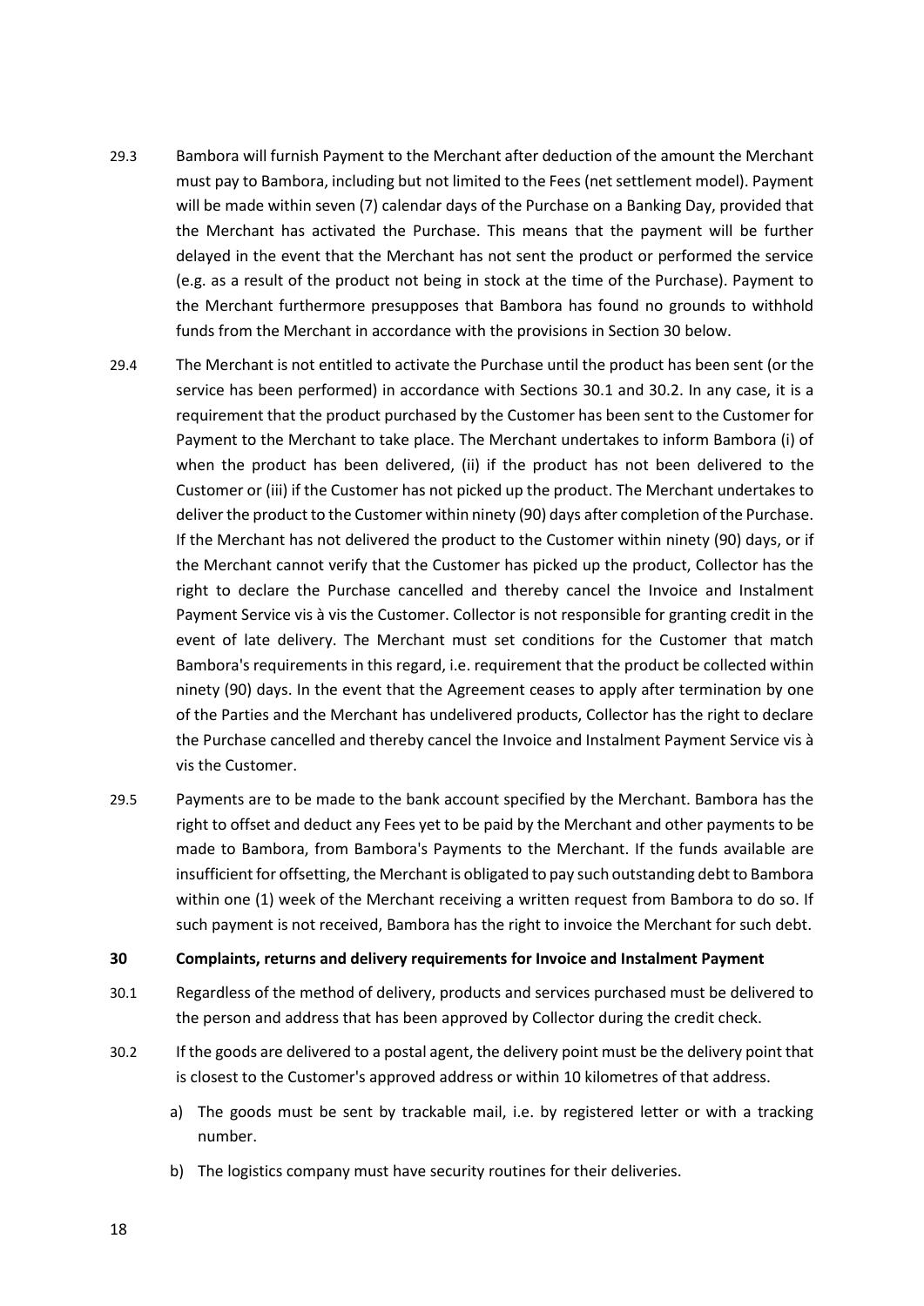29.3 Bambora will furnish Payment to the Merchant after deduction of the amount the Merchant must pay to Bambora, including but not limited to the Fees (net settlement model). Payment will be made within seven (7) calendar days of the Purchase on a Banking Day, provided that the Merchant has activated the Purchase. This means that the payment will be further delayed in the event that the Merchant has not sent the product or performed the service (e.g. as a result of the product not being in stock at the time of the Purchase). Payment to the Merchant furthermore presupposes that Bambora has found no grounds to withhold funds from the Merchant in accordance with the provisions in Section 30 below.

29.4 The Merchant is not entitled to activate the Purchase until the product has been sent (or the service has been performed) in accordance with Sections 30.1 and 30.2. In any case, it is a requirement that the product purchased by the Customer has been sent to the Customer for Payment to the Merchant to take place. The Merchant undertakes to inform Bambora (i) of when the product has been delivered, (ii) if the product has not been delivered to the Customer or (iii) if the Customer has not picked up the product. The Merchant undertakes to deliver the product to the Customer within ninety (90) days after completion of the Purchase. If the Merchant has not delivered the product to the Customer within ninety (90) days, or if the Merchant cannot verify that the Customer has picked up the product, Collector has the right to declare the Purchase cancelled and thereby cancel the Invoice and Instalment Payment Service vis à vis the Customer. Collector is not responsible for granting credit in the event of late delivery. The Merchant must set conditions for the Customer that match Bambora's requirements in this regard, i.e. requirement that the product be collected within ninety (90) days. In the event that the Agreement ceases to apply after termination by one of the Parties and the Merchant has undelivered products, Collector has the right to declare the Purchase cancelled and thereby cancel the Invoice and Instalment Payment Service vis à vis the Customer.

29.5 Payments are to be made to the bank account specified by the Merchant. Bambora has the right to offset and deduct any Fees yet to be paid by the Merchant and other payments to be made to Bambora, from Bambora's Payments to the Merchant. If the funds available are insufficient for offsetting, the Merchant is obligated to pay such outstanding debt to Bambora within one (1) week of the Merchant receiving a written request from Bambora to do so. If such payment is not received, Bambora has the right to invoice the Merchant for such debt.

## 30 Complaints, returns and delivery requirements for Invoice and Instalment Payment

30.1 Regardless of the method of delivery, products and services purchased must be delivered to the person and address that has been approved by Collector during the credit check.

30.2 If the goods are delivered to a postal agent, the delivery point must be the delivery point that is closest to the Customer's approved address or within 10 kilometres of that address.

a) The goods must be sent by trackable mail, i.e. by registered letter or with a tracking number.

b) The logistics company must have security routines for their deliveries.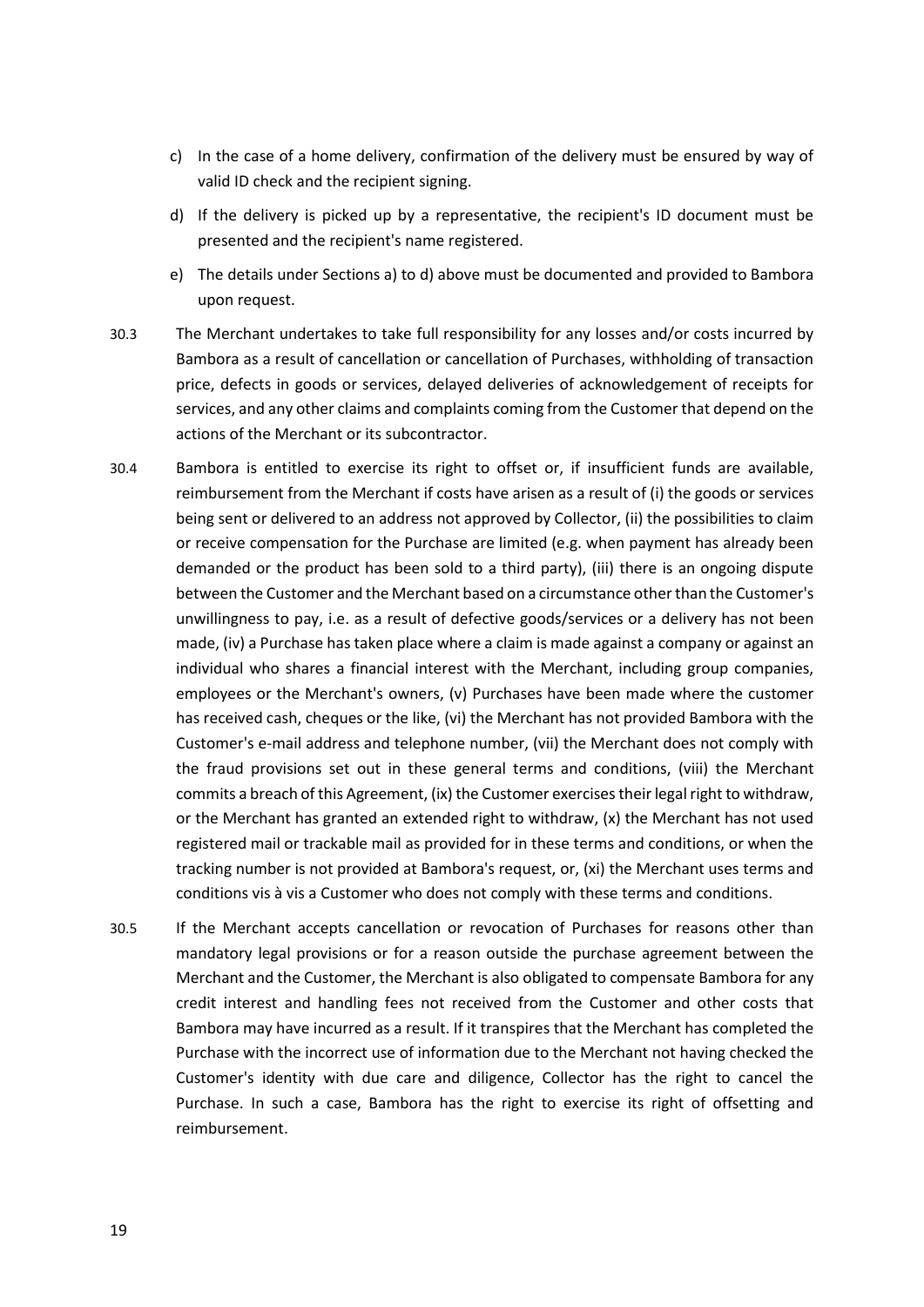c) In the case of a home delivery, confirmation of the delivery must be ensured by way of valid ID check and the recipient signing.

d) If the delivery is picked up by a representative, the recipient's ID document must be presented and the recipient's name registered.

e) The details under Sections a) to d) above must be documented and provided to Bambora upon request.

30.3 The Merchant undertakes to take full responsibility for any losses and/or costs incurred by Bambora as a result of cancellation or cancellation of Purchases, withholding of transaction price, defects in goods or services, delayed deliveries of acknowledgement of receipts for services, and any other claims and complaints coming from the Customer that depend on the actions of the Merchant or its subcontractor.

30.4 Bambora is entitled to exercise its right to offset or, if insufficient funds are available, reimbursement from the Merchant if costs have arisen as a result of (i) the goods or services being sent or delivered to an address not approved by Collector, (ii) the possibilities to claim or receive compensation for the Purchase are limited (e.g. when payment has already been demanded or the product has been sold to a third party), (iii) there is an ongoing dispute between the Customer and the Merchant based on a circumstance other than the Customer's unwillingness to pay, i.e. as a result of defective goods/services or a delivery has not been made, (iv) a Purchase has taken place where a claim is made against a company or against an individual who shares a financial interest with the Merchant, including group companies, employees or the Merchant's owners, (v) Purchases have been made where the customer has received cash, cheques or the like, (vi) the Merchant has not provided Bambora with the Customer's e-mail address and telephone number, (vii) the Merchant does not comply with the fraud provisions set out in these general terms and conditions, (viii) the Merchant commits a breach of this Agreement, (ix) the Customer exercises their legal right to withdraw, or the Merchant has granted an extended right to withdraw, (x) the Merchant has not used registered mail or trackable mail as provided for in these terms and conditions, or when the tracking number is not provided at Bambora's request, or, (xi) the Merchant uses terms and conditions vis à vis a Customer who does not comply with these terms and conditions.

30.5 If the Merchant accepts cancellation or revocation of Purchases for reasons other than mandatory legal provisions or for a reason outside the purchase agreement between the Merchant and the Customer, the Merchant is also obligated to compensate Bambora for any credit interest and handling fees not received from the Customer and other costs that Bambora may have incurred as a result. If it transpires that the Merchant has completed the Purchase with the incorrect use of information due to the Merchant not having checked the Customer's identity with due care and diligence, Collector has the right to cancel the Purchase. In such a case, Bambora has the right to exercise its right of offsetting and reimbursement.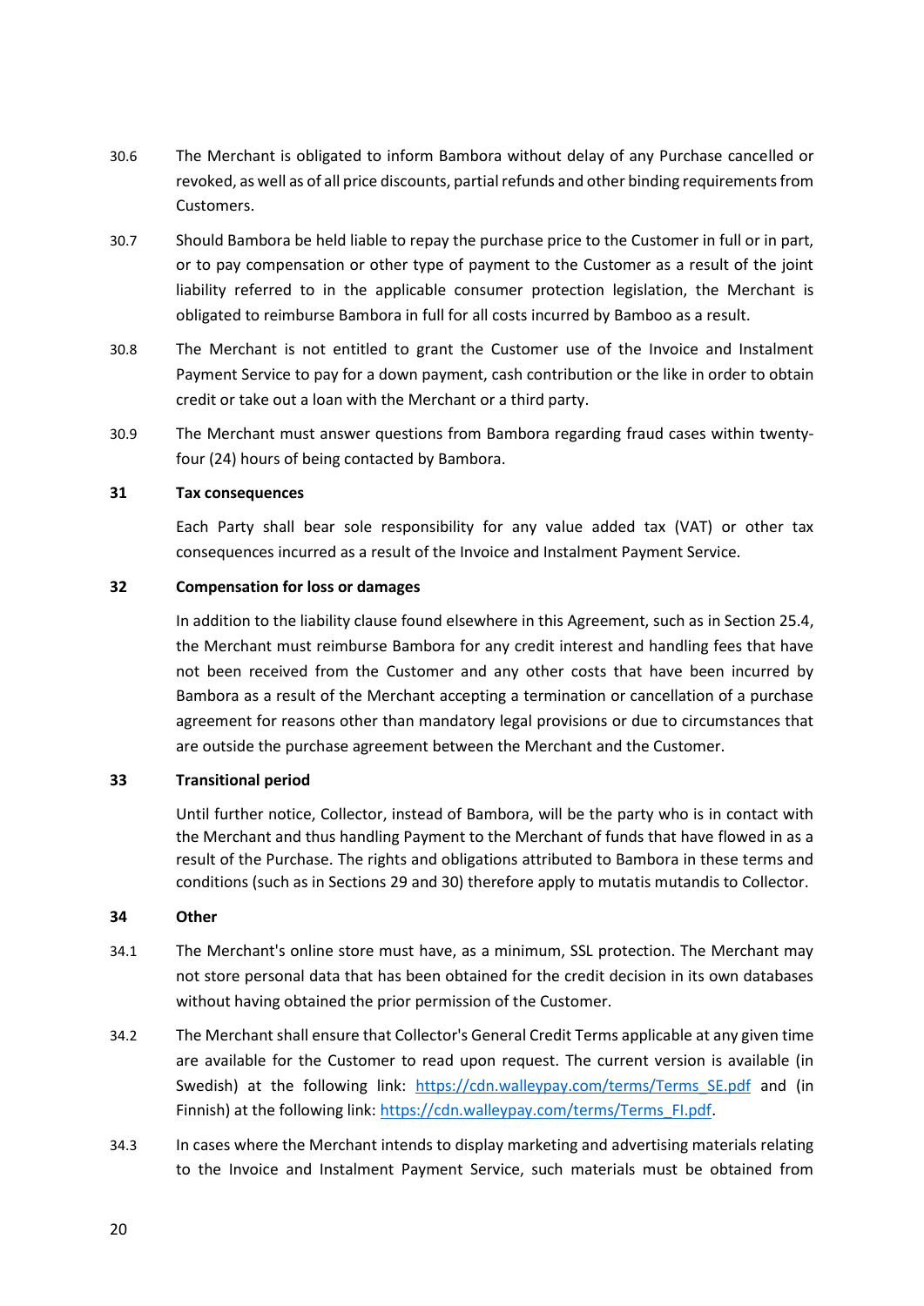30.6 The Merchant is obligated to inform Bambora without delay of any Purchase cancelled or revoked, as well as of all price discounts, partial refunds and other binding requirements from Customers.

30.7 Should Bambora be held liable to repay the purchase price to the Customer in full or in part, or to pay compensation or other type of payment to the Customer as a result of the joint liability referred to in the applicable consumer protection legislation, the Merchant is obligated to reimburse Bambora in full for all costs incurred by Bamboo as a result.

30.8 The Merchant is not entitled to grant the Customer use of the Invoice and Instalment Payment Service to pay for a down payment, cash contribution or the like in order to obtain credit or take out a loan with the Merchant or a third party.

30.9 The Merchant must answer questions from Bambora regarding fraud cases within twenty-four (24) hours of being contacted by Bambora.

## 31 Tax consequences

Each Party shall bear sole responsibility for any value added tax (VAT) or other tax consequences incurred as a result of the Invoice and Instalment Payment Service.

## 32 Compensation for loss or damages

In addition to the liability clause found elsewhere in this Agreement, such as in Section 25.4, the Merchant must reimburse Bambora for any credit interest and handling fees that have not been received from the Customer and any other costs that have been incurred by Bambora as a result of the Merchant accepting a termination or cancellation of a purchase agreement for reasons other than mandatory legal provisions or due to circumstances that are outside the purchase agreement between the Merchant and the Customer.

## 33 Transitional period

Until further notice, Collector, instead of Bambora, will be the party who is in contact with the Merchant and thus handling Payment to the Merchant of funds that have flowed in as a result of the Purchase. The rights and obligations attributed to Bambora in these terms and conditions (such as in Sections 29 and 30) therefore apply to mutatis mutandis to Collector.

## 34 Other

34.1 The Merchant's online store must have, as a minimum, SSL protection. The Merchant may not store personal data that has been obtained for the credit decision in its own databases without having obtained the prior permission of the Customer.

34.2 The Merchant shall ensure that Collector's General Credit Terms applicable at any given time are available for the Customer to read upon request. The current version is available (in Swedish) at the following link: https://cdn.walleypay.com/terms/Terms_SE.pdf and (in Finnish) at the following link: https://cdn.walleypay.com/terms/Terms_FI.pdf.

34.3 In cases where the Merchant intends to display marketing and advertising materials relating to the Invoice and Instalment Payment Service, such materials must be obtained from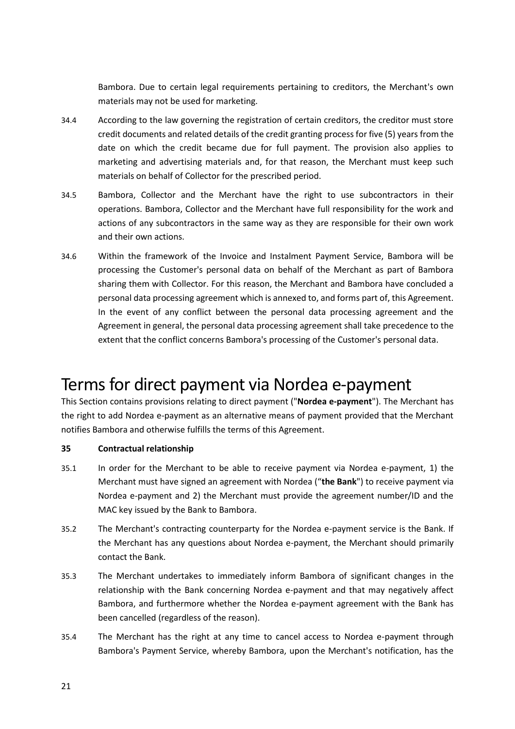Bambora. Due to certain legal requirements pertaining to creditors, the Merchant's own materials may not be used for marketing.

34.4 According to the law governing the registration of certain creditors, the creditor must store credit documents and related details of the credit granting process for five (5) years from the date on which the credit became due for full payment. The provision also applies to marketing and advertising materials and, for that reason, the Merchant must keep such materials on behalf of Collector for the prescribed period.

34.5 Bambora, Collector and the Merchant have the right to use subcontractors in their operations. Bambora, Collector and the Merchant have full responsibility for the work and actions of any subcontractors in the same way as they are responsible for their own work and their own actions.

34.6 Within the framework of the Invoice and Instalment Payment Service, Bambora will be processing the Customer's personal data on behalf of the Merchant as part of Bambora sharing them with Collector. For this reason, the Merchant and Bambora have concluded a personal data processing agreement which is annexed to, and forms part of, this Agreement. In the event of any conflict between the personal data processing agreement and the Agreement in general, the personal data processing agreement shall take precedence to the extent that the conflict concerns Bambora's processing of the Customer's personal data.

# Terms for direct payment via Nordea e-payment

This Section contains provisions relating to direct payment ("**Nordea e-payment**"). The Merchant has the right to add Nordea e-payment as an alternative means of payment provided that the Merchant notifies Bambora and otherwise fulfills the terms of this Agreement.

**35 Contractual relationship**

35.1 In order for the Merchant to be able to receive payment via Nordea e-payment, 1) the Merchant must have signed an agreement with Nordea ("**the Bank**") to receive payment via Nordea e-payment and 2) the Merchant must provide the agreement number/ID and the MAC key issued by the Bank to Bambora.

35.2 The Merchant's contracting counterparty for the Nordea e-payment service is the Bank. If the Merchant has any questions about Nordea e-payment, the Merchant should primarily contact the Bank.

35.3 The Merchant undertakes to immediately inform Bambora of significant changes in the relationship with the Bank concerning Nordea e-payment and that may negatively affect Bambora, and furthermore whether the Nordea e-payment agreement with the Bank has been cancelled (regardless of the reason).

35.4 The Merchant has the right at any time to cancel access to Nordea e-payment through Bambora's Payment Service, whereby Bambora, upon the Merchant's notification, has the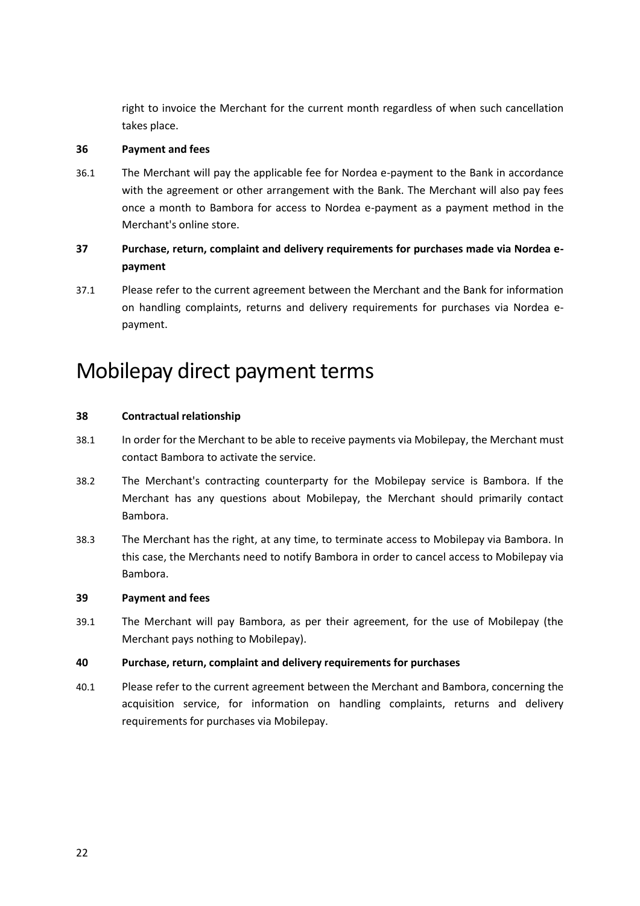right to invoice the Merchant for the current month regardless of when such cancellation takes place.

**36 Payment and fees**

36.1 The Merchant will pay the applicable fee for Nordea e-payment to the Bank in accordance with the agreement or other arrangement with the Bank. The Merchant will also pay fees once a month to Bambora for access to Nordea e-payment as a payment method in the Merchant's online store.

**37 Purchase, return, complaint and delivery requirements for purchases made via Nordea e-payment**

37.1 Please refer to the current agreement between the Merchant and the Bank for information on handling complaints, returns and delivery requirements for purchases via Nordea e-payment.

# Mobilepay direct payment terms

**38 Contractual relationship**

38.1 In order for the Merchant to be able to receive payments via Mobilepay, the Merchant must contact Bambora to activate the service.

38.2 The Merchant's contracting counterparty for the Mobilepay service is Bambora. If the Merchant has any questions about Mobilepay, the Merchant should primarily contact Bambora.

38.3 The Merchant has the right, at any time, to terminate access to Mobilepay via Bambora. In this case, the Merchants need to notify Bambora in order to cancel access to Mobilepay via Bambora.

**39 Payment and fees**

39.1 The Merchant will pay Bambora, as per their agreement, for the use of Mobilepay (the Merchant pays nothing to Mobilepay).

**40 Purchase, return, complaint and delivery requirements for purchases**

40.1 Please refer to the current agreement between the Merchant and Bambora, concerning the acquisition service, for information on handling complaints, returns and delivery requirements for purchases via Mobilepay.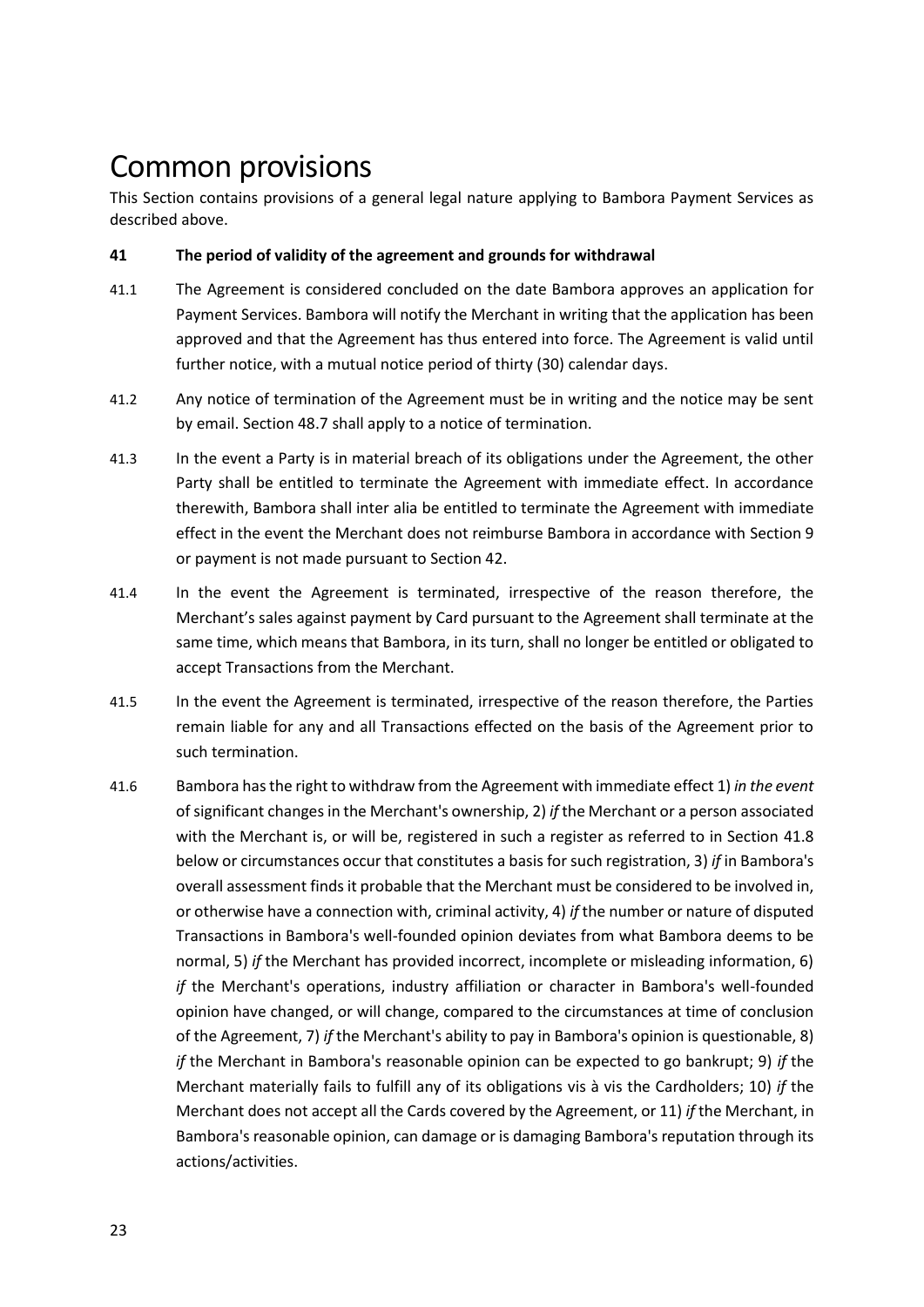# Common provisions

This Section contains provisions of a general legal nature applying to Bambora Payment Services as described above.

**41 The period of validity of the agreement and grounds for withdrawal**

41.1 The Agreement is considered concluded on the date Bambora approves an application for Payment Services. Bambora will notify the Merchant in writing that the application has been approved and that the Agreement has thus entered into force. The Agreement is valid until further notice, with a mutual notice period of thirty (30) calendar days.

41.2 Any notice of termination of the Agreement must be in writing and the notice may be sent by email. Section 48.7 shall apply to a notice of termination.

41.3 In the event a Party is in material breach of its obligations under the Agreement, the other Party shall be entitled to terminate the Agreement with immediate effect. In accordance therewith, Bambora shall inter alia be entitled to terminate the Agreement with immediate effect in the event the Merchant does not reimburse Bambora in accordance with Section 9 or payment is not made pursuant to Section 42.

41.4 In the event the Agreement is terminated, irrespective of the reason therefore, the Merchant's sales against payment by Card pursuant to the Agreement shall terminate at the same time, which means that Bambora, in its turn, shall no longer be entitled or obligated to accept Transactions from the Merchant.

41.5 In the event the Agreement is terminated, irrespective of the reason therefore, the Parties remain liable for any and all Transactions effected on the basis of the Agreement prior to such termination.

41.6 Bambora has the right to withdraw from the Agreement with immediate effect 1) *in the event* of significant changes in the Merchant's ownership, 2) *if* the Merchant or a person associated with the Merchant is, or will be, registered in such a register as referred to in Section 41.8 below or circumstances occur that constitutes a basis for such registration, 3) *if* in Bambora's overall assessment finds it probable that the Merchant must be considered to be involved in, or otherwise have a connection with, criminal activity, 4) *if* the number or nature of disputed Transactions in Bambora's well-founded opinion deviates from what Bambora deems to be normal, 5) *if* the Merchant has provided incorrect, incomplete or misleading information, 6) *if* the Merchant's operations, industry affiliation or character in Bambora's well-founded opinion have changed, or will change, compared to the circumstances at time of conclusion of the Agreement, 7) *if* the Merchant's ability to pay in Bambora's opinion is questionable, 8) *if* the Merchant in Bambora's reasonable opinion can be expected to go bankrupt; 9) *if* the Merchant materially fails to fulfill any of its obligations vis à vis the Cardholders; 10) *if* the Merchant does not accept all the Cards covered by the Agreement, or 11) *if* the Merchant, in Bambora's reasonable opinion, can damage or is damaging Bambora's reputation through its actions/activities.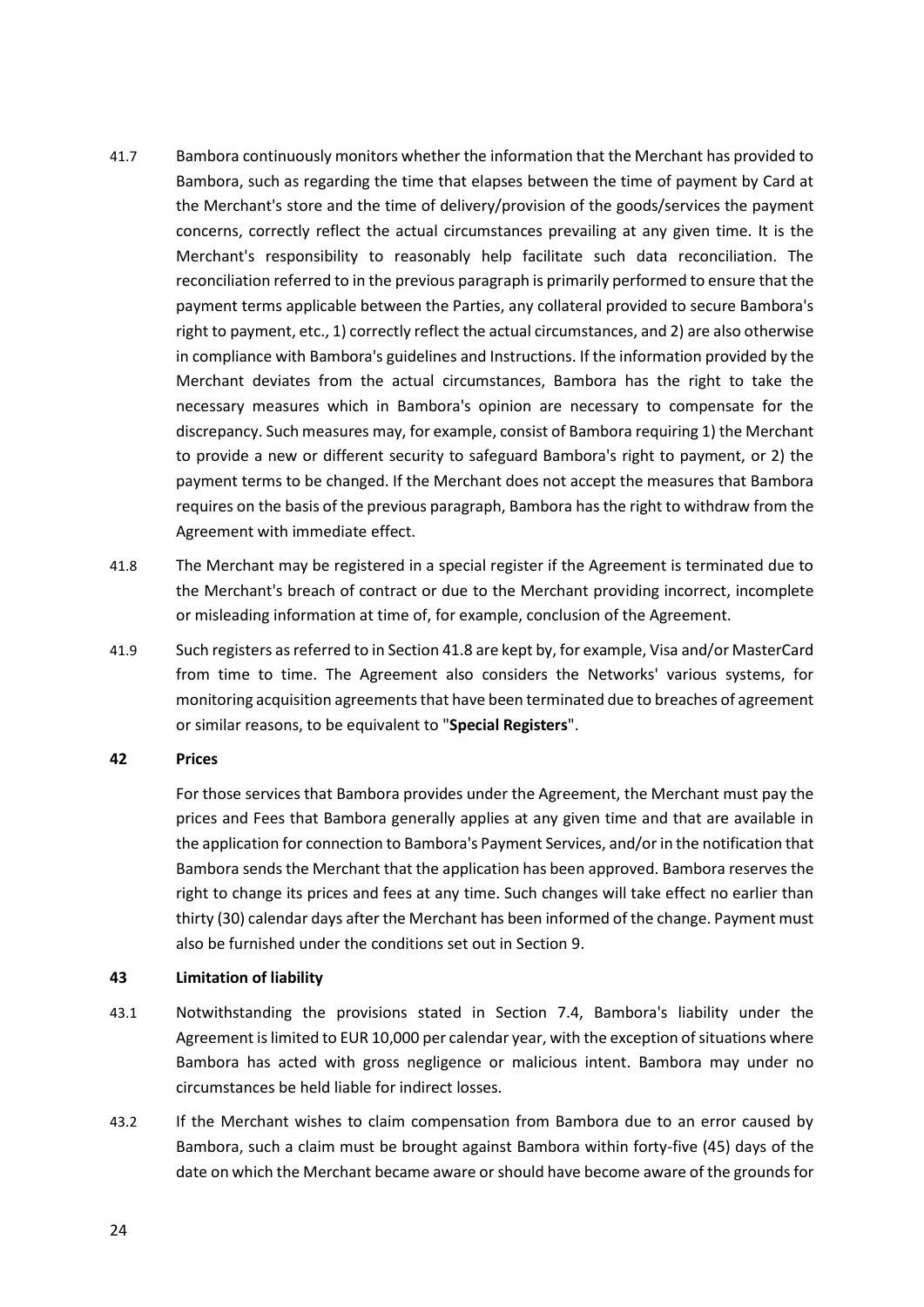41.7 Bambora continuously monitors whether the information that the Merchant has provided to Bambora, such as regarding the time that elapses between the time of payment by Card at the Merchant's store and the time of delivery/provision of the goods/services the payment concerns, correctly reflect the actual circumstances prevailing at any given time. It is the Merchant's responsibility to reasonably help facilitate such data reconciliation. The reconciliation referred to in the previous paragraph is primarily performed to ensure that the payment terms applicable between the Parties, any collateral provided to secure Bambora's right to payment, etc., 1) correctly reflect the actual circumstances, and 2) are also otherwise in compliance with Bambora's guidelines and Instructions. If the information provided by the Merchant deviates from the actual circumstances, Bambora has the right to take the necessary measures which in Bambora's opinion are necessary to compensate for the discrepancy. Such measures may, for example, consist of Bambora requiring 1) the Merchant to provide a new or different security to safeguard Bambora's right to payment, or 2) the payment terms to be changed. If the Merchant does not accept the measures that Bambora requires on the basis of the previous paragraph, Bambora has the right to withdraw from the Agreement with immediate effect.

41.8 The Merchant may be registered in a special register if the Agreement is terminated due to the Merchant's breach of contract or due to the Merchant providing incorrect, incomplete or misleading information at time of, for example, conclusion of the Agreement.

41.9 Such registers as referred to in Section 41.8 are kept by, for example, Visa and/or MasterCard from time to time. The Agreement also considers the Networks' various systems, for monitoring acquisition agreements that have been terminated due to breaches of agreement or similar reasons, to be equivalent to "**Special Registers**".

## 42 Prices

For those services that Bambora provides under the Agreement, the Merchant must pay the prices and Fees that Bambora generally applies at any given time and that are available in the application for connection to Bambora's Payment Services, and/or in the notification that Bambora sends the Merchant that the application has been approved. Bambora reserves the right to change its prices and fees at any time. Such changes will take effect no earlier than thirty (30) calendar days after the Merchant has been informed of the change. Payment must also be furnished under the conditions set out in Section 9.

## 43 Limitation of liability

43.1 Notwithstanding the provisions stated in Section 7.4, Bambora's liability under the Agreement is limited to EUR 10,000 per calendar year, with the exception of situations where Bambora has acted with gross negligence or malicious intent. Bambora may under no circumstances be held liable for indirect losses.

43.2 If the Merchant wishes to claim compensation from Bambora due to an error caused by Bambora, such a claim must be brought against Bambora within forty-five (45) days of the date on which the Merchant became aware or should have become aware of the grounds for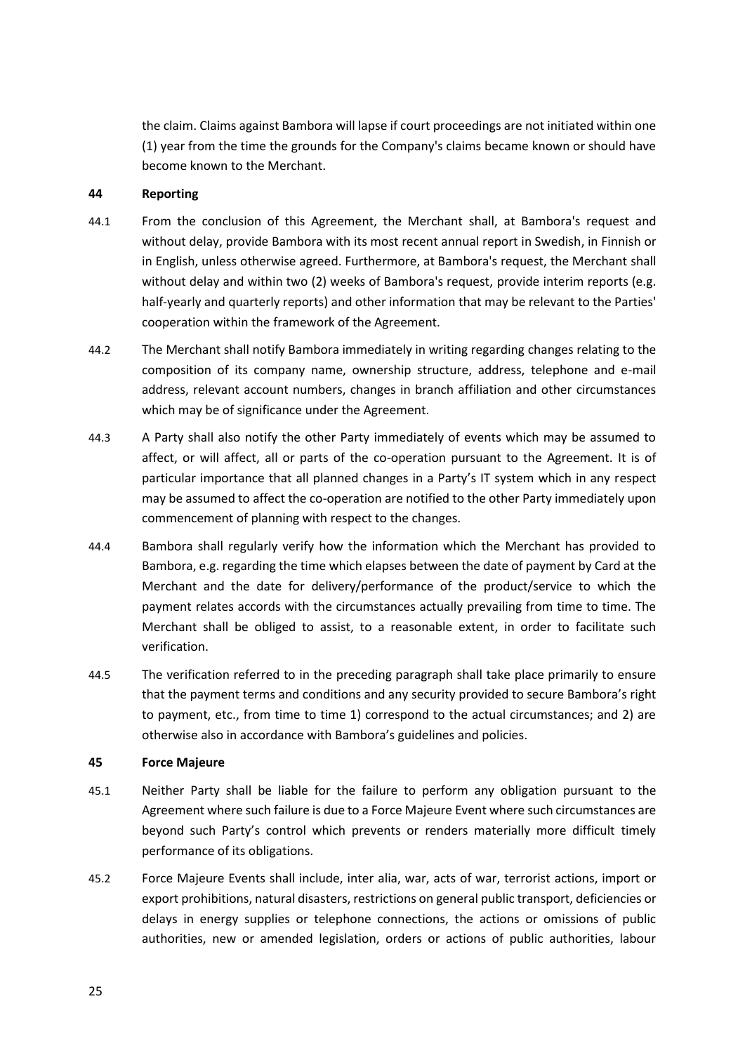the claim. Claims against Bambora will lapse if court proceedings are not initiated within one (1) year from the time the grounds for the Company's claims became known or should have become known to the Merchant.

## 44 Reporting

44.1 From the conclusion of this Agreement, the Merchant shall, at Bambora's request and without delay, provide Bambora with its most recent annual report in Swedish, in Finnish or in English, unless otherwise agreed. Furthermore, at Bambora's request, the Merchant shall without delay and within two (2) weeks of Bambora's request, provide interim reports (e.g. half-yearly and quarterly reports) and other information that may be relevant to the Parties' cooperation within the framework of the Agreement.

44.2 The Merchant shall notify Bambora immediately in writing regarding changes relating to the composition of its company name, ownership structure, address, telephone and e-mail address, relevant account numbers, changes in branch affiliation and other circumstances which may be of significance under the Agreement.

44.3 A Party shall also notify the other Party immediately of events which may be assumed to affect, or will affect, all or parts of the co-operation pursuant to the Agreement. It is of particular importance that all planned changes in a Party's IT system which in any respect may be assumed to affect the co-operation are notified to the other Party immediately upon commencement of planning with respect to the changes.

44.4 Bambora shall regularly verify how the information which the Merchant has provided to Bambora, e.g. regarding the time which elapses between the date of payment by Card at the Merchant and the date for delivery/performance of the product/service to which the payment relates accords with the circumstances actually prevailing from time to time. The Merchant shall be obliged to assist, to a reasonable extent, in order to facilitate such verification.

44.5 The verification referred to in the preceding paragraph shall take place primarily to ensure that the payment terms and conditions and any security provided to secure Bambora's right to payment, etc., from time to time 1) correspond to the actual circumstances; and 2) are otherwise also in accordance with Bambora's guidelines and policies.

## 45 Force Majeure

45.1 Neither Party shall be liable for the failure to perform any obligation pursuant to the Agreement where such failure is due to a Force Majeure Event where such circumstances are beyond such Party's control which prevents or renders materially more difficult timely performance of its obligations.

45.2 Force Majeure Events shall include, inter alia, war, acts of war, terrorist actions, import or export prohibitions, natural disasters, restrictions on general public transport, deficiencies or delays in energy supplies or telephone connections, the actions or omissions of public authorities, new or amended legislation, orders or actions of public authorities, labour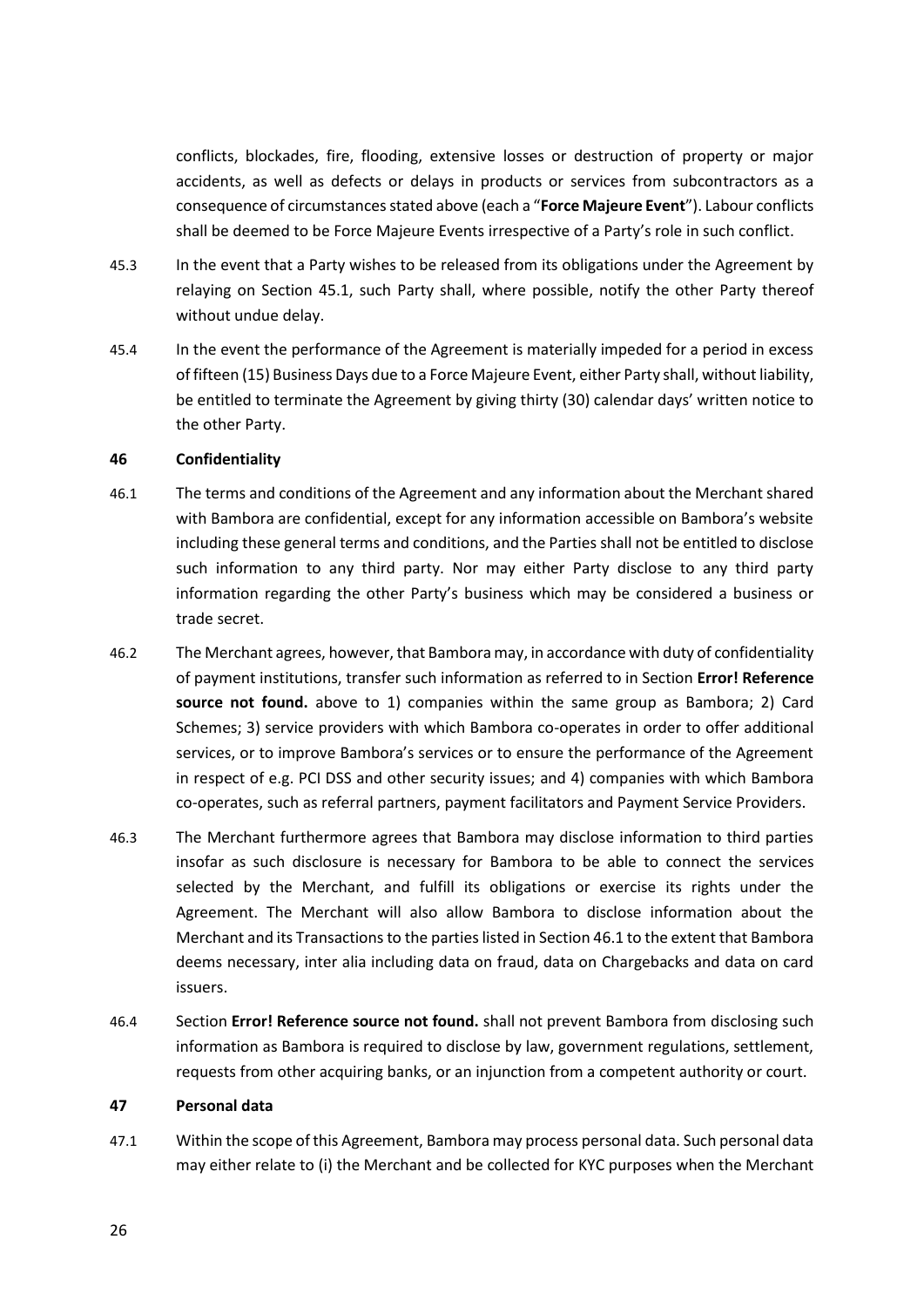conflicts, blockades, fire, flooding, extensive losses or destruction of property or major accidents, as well as defects or delays in products or services from subcontractors as a consequence of circumstances stated above (each a "**Force Majeure Event**"). Labour conflicts shall be deemed to be Force Majeure Events irrespective of a Party's role in such conflict.

45.3 In the event that a Party wishes to be released from its obligations under the Agreement by relaying on Section 45.1, such Party shall, where possible, notify the other Party thereof without undue delay.

45.4 In the event the performance of the Agreement is materially impeded for a period in excess of fifteen (15) Business Days due to a Force Majeure Event, either Party shall, without liability, be entitled to terminate the Agreement by giving thirty (30) calendar days' written notice to the other Party.

## 46 Confidentiality

46.1 The terms and conditions of the Agreement and any information about the Merchant shared with Bambora are confidential, except for any information accessible on Bambora's website including these general terms and conditions, and the Parties shall not be entitled to disclose such information to any third party. Nor may either Party disclose to any third party information regarding the other Party's business which may be considered a business or trade secret.

46.2 The Merchant agrees, however, that Bambora may, in accordance with duty of confidentiality of payment institutions, transfer such information as referred to in Section **Error! Reference source not found.** above to 1) companies within the same group as Bambora; 2) Card Schemes; 3) service providers with which Bambora co-operates in order to offer additional services, or to improve Bambora's services or to ensure the performance of the Agreement in respect of e.g. PCI DSS and other security issues; and 4) companies with which Bambora co-operates, such as referral partners, payment facilitators and Payment Service Providers.

46.3 The Merchant furthermore agrees that Bambora may disclose information to third parties insofar as such disclosure is necessary for Bambora to be able to connect the services selected by the Merchant, and fulfill its obligations or exercise its rights under the Agreement. The Merchant will also allow Bambora to disclose information about the Merchant and its Transactions to the parties listed in Section 46.1 to the extent that Bambora deems necessary, inter alia including data on fraud, data on Chargebacks and data on card issuers.

46.4 Section **Error! Reference source not found.** shall not prevent Bambora from disclosing such information as Bambora is required to disclose by law, government regulations, settlement, requests from other acquiring banks, or an injunction from a competent authority or court.

## 47 Personal data

47.1 Within the scope of this Agreement, Bambora may process personal data. Such personal data may either relate to (i) the Merchant and be collected for KYC purposes when the Merchant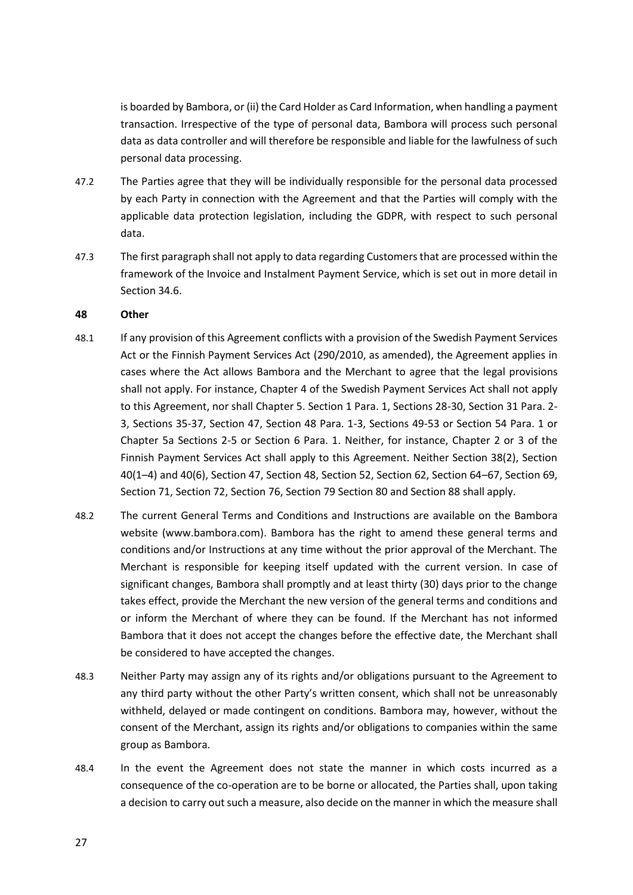is boarded by Bambora, or (ii) the Card Holder as Card Information, when handling a payment transaction. Irrespective of the type of personal data, Bambora will process such personal data as data controller and will therefore be responsible and liable for the lawfulness of such personal data processing.

47.2 The Parties agree that they will be individually responsible for the personal data processed by each Party in connection with the Agreement and that the Parties will comply with the applicable data protection legislation, including the GDPR, with respect to such personal data.

47.3 The first paragraph shall not apply to data regarding Customers that are processed within the framework of the Invoice and Instalment Payment Service, which is set out in more detail in Section 34.6.

**48 Other**

48.1 If any provision of this Agreement conflicts with a provision of the Swedish Payment Services Act or the Finnish Payment Services Act (290/2010, as amended), the Agreement applies in cases where the Act allows Bambora and the Merchant to agree that the legal provisions shall not apply. For instance, Chapter 4 of the Swedish Payment Services Act shall not apply to this Agreement, nor shall Chapter 5. Section 1 Para. 1, Sections 28-30, Section 31 Para. 2-3, Sections 35-37, Section 47, Section 48 Para. 1-3, Sections 49-53 or Section 54 Para. 1 or Chapter 5a Sections 2-5 or Section 6 Para. 1. Neither, for instance, Chapter 2 or 3 of the Finnish Payment Services Act shall apply to this Agreement. Neither Section 38(2), Section 40(1–4) and 40(6), Section 47, Section 48, Section 52, Section 62, Section 64–67, Section 69, Section 71, Section 72, Section 76, Section 79 Section 80 and Section 88 shall apply.

48.2 The current General Terms and Conditions and Instructions are available on the Bambora website (www.bambora.com). Bambora has the right to amend these general terms and conditions and/or Instructions at any time without the prior approval of the Merchant. The Merchant is responsible for keeping itself updated with the current version. In case of significant changes, Bambora shall promptly and at least thirty (30) days prior to the change takes effect, provide the Merchant the new version of the general terms and conditions and or inform the Merchant of where they can be found. If the Merchant has not informed Bambora that it does not accept the changes before the effective date, the Merchant shall be considered to have accepted the changes.

48.3 Neither Party may assign any of its rights and/or obligations pursuant to the Agreement to any third party without the other Party's written consent, which shall not be unreasonably withheld, delayed or made contingent on conditions. Bambora may, however, without the consent of the Merchant, assign its rights and/or obligations to companies within the same group as Bambora.

48.4 In the event the Agreement does not state the manner in which costs incurred as a consequence of the co-operation are to be borne or allocated, the Parties shall, upon taking a decision to carry out such a measure, also decide on the manner in which the measure shall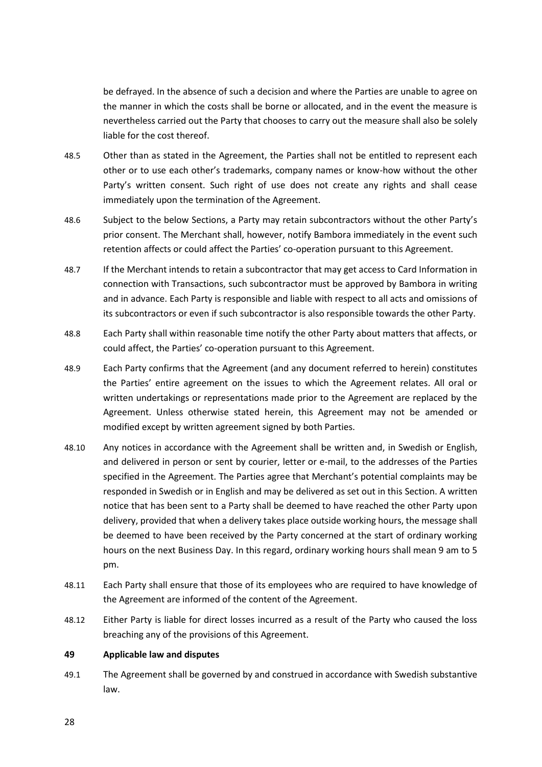be defrayed. In the absence of such a decision and where the Parties are unable to agree on the manner in which the costs shall be borne or allocated, and in the event the measure is nevertheless carried out the Party that chooses to carry out the measure shall also be solely liable for the cost thereof.

48.5 Other than as stated in the Agreement, the Parties shall not be entitled to represent each other or to use each other's trademarks, company names or know-how without the other Party's written consent. Such right of use does not create any rights and shall cease immediately upon the termination of the Agreement.

48.6 Subject to the below Sections, a Party may retain subcontractors without the other Party's prior consent. The Merchant shall, however, notify Bambora immediately in the event such retention affects or could affect the Parties' co-operation pursuant to this Agreement.

48.7 If the Merchant intends to retain a subcontractor that may get access to Card Information in connection with Transactions, such subcontractor must be approved by Bambora in writing and in advance. Each Party is responsible and liable with respect to all acts and omissions of its subcontractors or even if such subcontractor is also responsible towards the other Party.

48.8 Each Party shall within reasonable time notify the other Party about matters that affects, or could affect, the Parties' co-operation pursuant to this Agreement.

48.9 Each Party confirms that the Agreement (and any document referred to herein) constitutes the Parties' entire agreement on the issues to which the Agreement relates. All oral or written undertakings or representations made prior to the Agreement are replaced by the Agreement. Unless otherwise stated herein, this Agreement may not be amended or modified except by written agreement signed by both Parties.

48.10 Any notices in accordance with the Agreement shall be written and, in Swedish or English, and delivered in person or sent by courier, letter or e-mail, to the addresses of the Parties specified in the Agreement. The Parties agree that Merchant's potential complaints may be responded in Swedish or in English and may be delivered as set out in this Section. A written notice that has been sent to a Party shall be deemed to have reached the other Party upon delivery, provided that when a delivery takes place outside working hours, the message shall be deemed to have been received by the Party concerned at the start of ordinary working hours on the next Business Day. In this regard, ordinary working hours shall mean 9 am to 5 pm.

48.11 Each Party shall ensure that those of its employees who are required to have knowledge of the Agreement are informed of the content of the Agreement.

48.12 Either Party is liable for direct losses incurred as a result of the Party who caused the loss breaching any of the provisions of this Agreement.

## 49 Applicable law and disputes

49.1 The Agreement shall be governed by and construed in accordance with Swedish substantive law.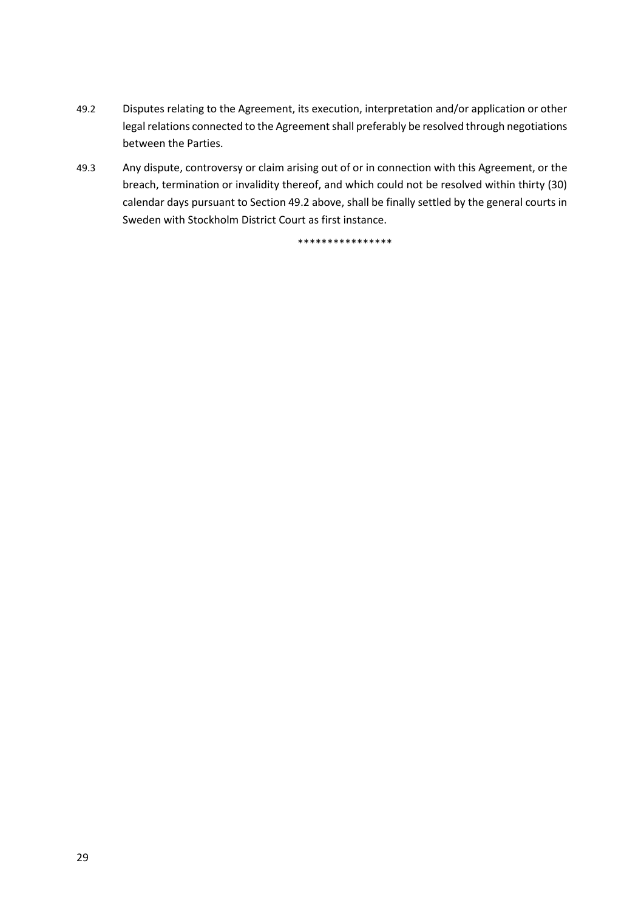49.2 Disputes relating to the Agreement, its execution, interpretation and/or application or other legal relations connected to the Agreement shall preferably be resolved through negotiations between the Parties.

49.3 Any dispute, controversy or claim arising out of or in connection with this Agreement, or the breach, termination or invalidity thereof, and which could not be resolved within thirty (30) calendar days pursuant to Section 49.2 above, shall be finally settled by the general courts in Sweden with Stockholm District Court as first instance.

****************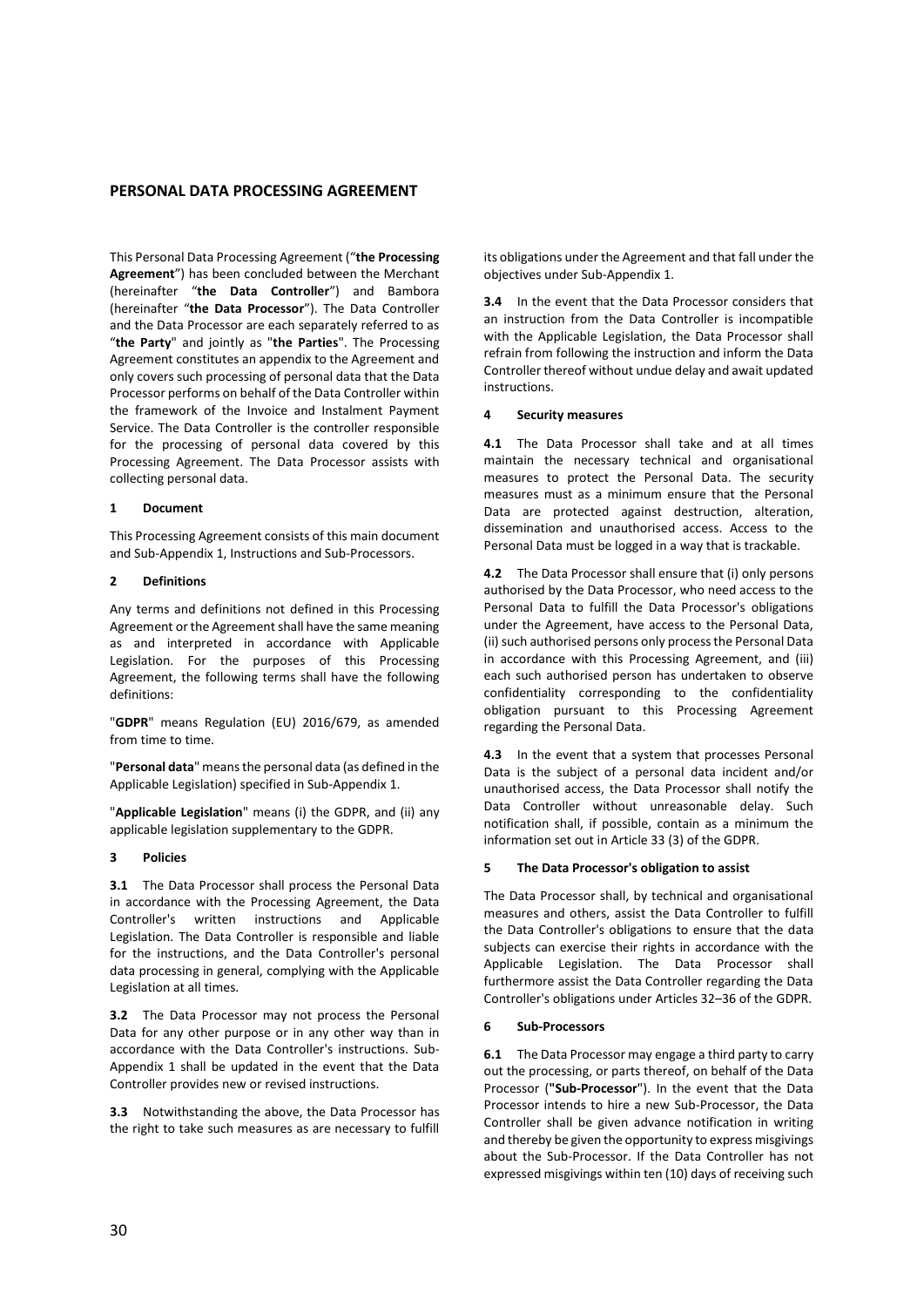## PERSONAL DATA PROCESSING AGREEMENT

This Personal Data Processing Agreement ("**the Processing Agreement**") has been concluded between the Merchant (hereinafter "**the Data Controller**") and Bambora (hereinafter "**the Data Processor**"). The Data Controller and the Data Processor are each separately referred to as "**the Party**" and jointly as "**the Parties**". The Processing Agreement constitutes an appendix to the Agreement and only covers such processing of personal data that the Data Processor performs on behalf of the Data Controller within the framework of the Invoice and Instalment Payment Service. The Data Controller is the controller responsible for the processing of personal data covered by this Processing Agreement. The Data Processor assists with collecting personal data.

### 1 Document

This Processing Agreement consists of this main document and Sub-Appendix 1, Instructions and Sub-Processors.

### 2 Definitions

Any terms and definitions not defined in this Processing Agreement or the Agreement shall have the same meaning as and interpreted in accordance with Applicable Legislation. For the purposes of this Processing Agreement, the following terms shall have the following definitions:

"**GDPR**" means Regulation (EU) 2016/679, as amended from time to time.

"**Personal data**" means the personal data (as defined in the Applicable Legislation) specified in Sub-Appendix 1.

"**Applicable Legislation**" means (i) the GDPR, and (ii) any applicable legislation supplementary to the GDPR.

### 3 Policies

**3.1** The Data Processor shall process the Personal Data in accordance with the Processing Agreement, the Data Controller's written instructions and Applicable Legislation. The Data Controller is responsible and liable for the instructions, and the Data Controller's personal data processing in general, complying with the Applicable Legislation at all times.

**3.2** The Data Processor may not process the Personal Data for any other purpose or in any other way than in accordance with the Data Controller's instructions. Sub-Appendix 1 shall be updated in the event that the Data Controller provides new or revised instructions.

**3.3** Notwithstanding the above, the Data Processor has the right to take such measures as are necessary to fulfill its obligations under the Agreement and that fall under the objectives under Sub-Appendix 1.

**3.4** In the event that the Data Processor considers that an instruction from the Data Controller is incompatible with the Applicable Legislation, the Data Processor shall refrain from following the instruction and inform the Data Controller thereof without undue delay and await updated instructions.

### 4 Security measures

**4.1** The Data Processor shall take and at all times maintain the necessary technical and organisational measures to protect the Personal Data. The security measures must as a minimum ensure that the Personal Data are protected against destruction, alteration, dissemination and unauthorised access. Access to the Personal Data must be logged in a way that is trackable.

**4.2** The Data Processor shall ensure that (i) only persons authorised by the Data Processor, who need access to the Personal Data to fulfill the Data Processor's obligations under the Agreement, have access to the Personal Data, (ii) such authorised persons only process the Personal Data in accordance with this Processing Agreement, and (iii) each such authorised person has undertaken to observe confidentiality corresponding to the confidentiality obligation pursuant to this Processing Agreement regarding the Personal Data.

**4.3** In the event that a system that processes Personal Data is the subject of a personal data incident and/or unauthorised access, the Data Processor shall notify the Data Controller without unreasonable delay. Such notification shall, if possible, contain as a minimum the information set out in Article 33 (3) of the GDPR.

### 5 The Data Processor's obligation to assist

The Data Processor shall, by technical and organisational measures and others, assist the Data Controller to fulfill the Data Controller's obligations to ensure that the data subjects can exercise their rights in accordance with the Applicable Legislation. The Data Processor shall furthermore assist the Data Controller regarding the Data Controller's obligations under Articles 32–36 of the GDPR.

### 6 Sub-Processors

**6.1** The Data Processor may engage a third party to carry out the processing, or parts thereof, on behalf of the Data Processor (**"Sub-Processor"**). In the event that the Data Processor intends to hire a new Sub-Processor, the Data Controller shall be given advance notification in writing and thereby be given the opportunity to express misgivings about the Sub-Processor. If the Data Controller has not expressed misgivings within ten (10) days of receiving such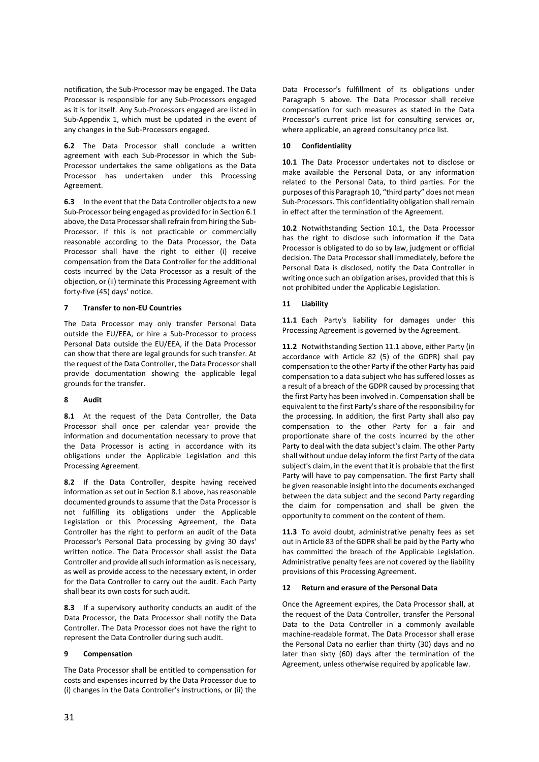notification, the Sub-Processor may be engaged. The Data Processor is responsible for any Sub-Processors engaged as it is for itself. Any Sub-Processors engaged are listed in Sub-Appendix 1, which must be updated in the event of any changes in the Sub-Processors engaged.

**6.2** The Data Processor shall conclude a written agreement with each Sub-Processor in which the Sub-Processor undertakes the same obligations as the Data Processor has undertaken under this Processing Agreement.

**6.3** In the event that the Data Controller objects to a new Sub-Processor being engaged as provided for in Section 6.1 above, the Data Processor shall refrain from hiring the Sub-Processor. If this is not practicable or commercially reasonable according to the Data Processor, the Data Processor shall have the right to either (i) receive compensation from the Data Controller for the additional costs incurred by the Data Processor as a result of the objection, or (ii) terminate this Processing Agreement with forty-five (45) days' notice.

### 7 Transfer to non-EU Countries

The Data Processor may only transfer Personal Data outside the EU/EEA, or hire a Sub-Processor to process Personal Data outside the EU/EEA, if the Data Processor can show that there are legal grounds for such transfer. At the request of the Data Controller, the Data Processor shall provide documentation showing the applicable legal grounds for the transfer.

### 8 Audit

**8.1** At the request of the Data Controller, the Data Processor shall once per calendar year provide the information and documentation necessary to prove that the Data Processor is acting in accordance with its obligations under the Applicable Legislation and this Processing Agreement.

**8.2** If the Data Controller, despite having received information as set out in Section 8.1 above, has reasonable documented grounds to assume that the Data Processor is not fulfilling its obligations under the Applicable Legislation or this Processing Agreement, the Data Controller has the right to perform an audit of the Data Processor's Personal Data processing by giving 30 days' written notice. The Data Processor shall assist the Data Controller and provide all such information as is necessary, as well as provide access to the necessary extent, in order for the Data Controller to carry out the audit. Each Party shall bear its own costs for such audit.

**8.3** If a supervisory authority conducts an audit of the Data Processor, the Data Processor shall notify the Data Controller. The Data Processor does not have the right to represent the Data Controller during such audit.

### 9 Compensation

The Data Processor shall be entitled to compensation for costs and expenses incurred by the Data Processor due to (i) changes in the Data Controller's instructions, or (ii) the Data Processor's fulfillment of its obligations under Paragraph 5 above. The Data Processor shall receive compensation for such measures as stated in the Data Processor's current price list for consulting services or, where applicable, an agreed consultancy price list.

### 10 Confidentiality

**10.1** The Data Processor undertakes not to disclose or make available the Personal Data, or any information related to the Personal Data, to third parties. For the purposes of this Paragraph 10, "third party" does not mean Sub-Processors. This confidentiality obligation shall remain in effect after the termination of the Agreement.

**10.2** Notwithstanding Section 10.1, the Data Processor has the right to disclose such information if the Data Processor is obligated to do so by law, judgment or official decision. The Data Processor shall immediately, before the Personal Data is disclosed, notify the Data Controller in writing once such an obligation arises, provided that this is not prohibited under the Applicable Legislation.

### 11 Liability

**11.1** Each Party's liability for damages under this Processing Agreement is governed by the Agreement.

**11.2** Notwithstanding Section 11.1 above, either Party (in accordance with Article 82 (5) of the GDPR) shall pay compensation to the other Party if the other Party has paid compensation to a data subject who has suffered losses as a result of a breach of the GDPR caused by processing that the first Party has been involved in. Compensation shall be equivalent to the first Party's share of the responsibility for the processing. In addition, the first Party shall also pay compensation to the other Party for a fair and proportionate share of the costs incurred by the other Party to deal with the data subject's claim. The other Party shall without undue delay inform the first Party of the data subject's claim, in the event that it is probable that the first Party will have to pay compensation. The first Party shall be given reasonable insight into the documents exchanged between the data subject and the second Party regarding the claim for compensation and shall be given the opportunity to comment on the content of them.

**11.3** To avoid doubt, administrative penalty fees as set out in Article 83 of the GDPR shall be paid by the Party who has committed the breach of the Applicable Legislation. Administrative penalty fees are not covered by the liability provisions of this Processing Agreement.

### 12 Return and erasure of the Personal Data

Once the Agreement expires, the Data Processor shall, at the request of the Data Controller, transfer the Personal Data to the Data Controller in a commonly available machine-readable format. The Data Processor shall erase the Personal Data no earlier than thirty (30) days and no later than sixty (60) days after the termination of the Agreement, unless otherwise required by applicable law.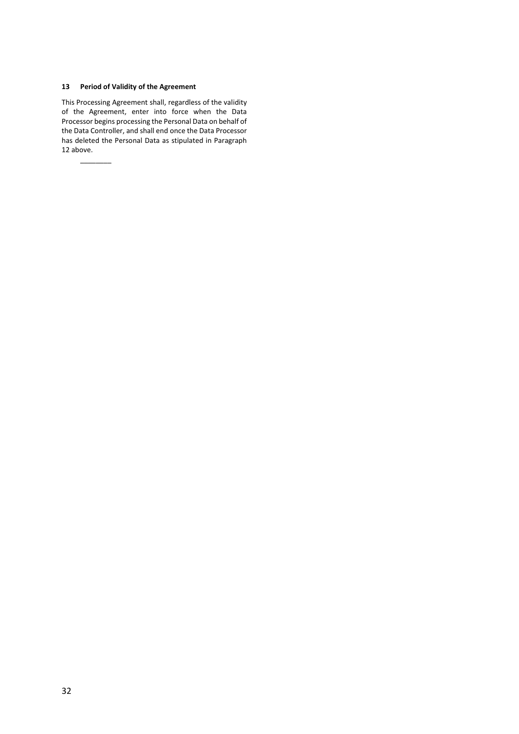## 13 Period of Validity of the Agreement

This Processing Agreement shall, regardless of the validity of the Agreement, enter into force when the Data Processor begins processing the Personal Data on behalf of the Data Controller, and shall end once the Data Processor has deleted the Personal Data as stipulated in Paragraph 12 above.

________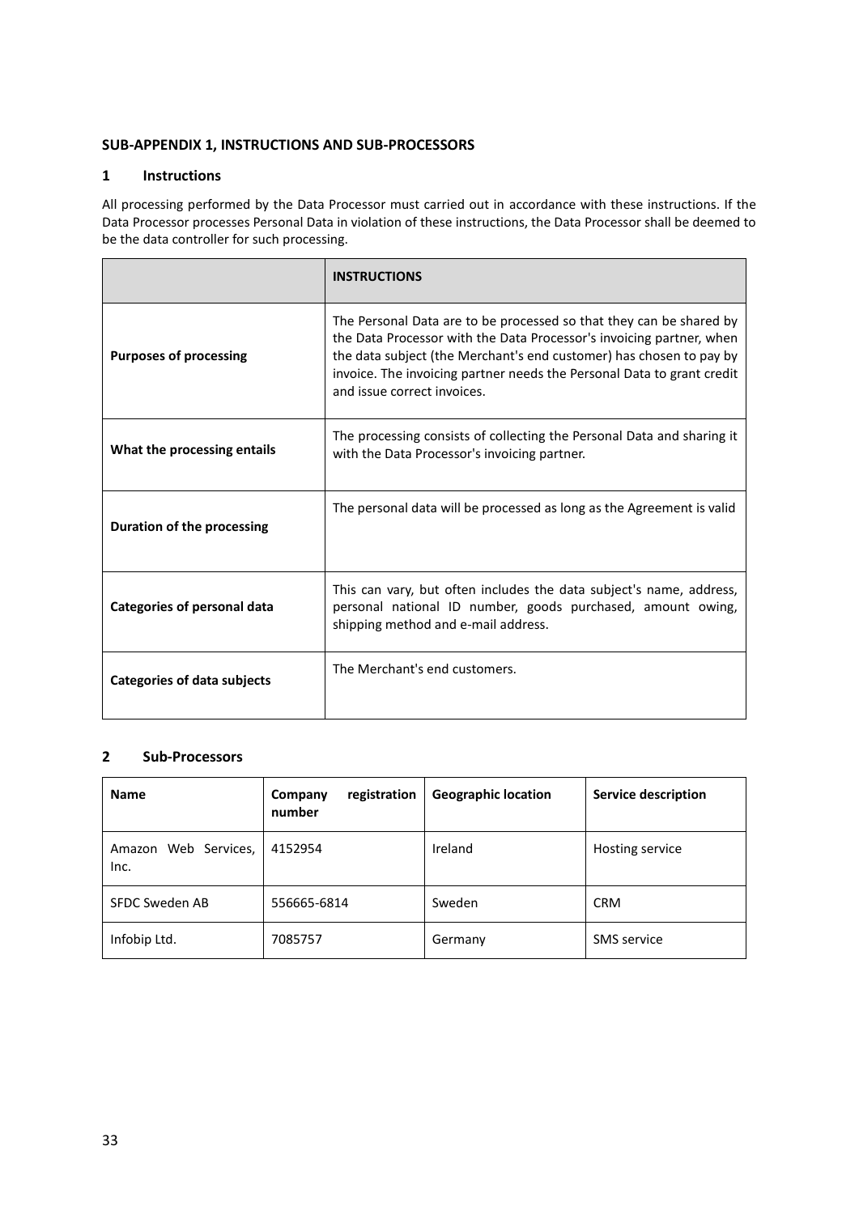**SUB-APPENDIX 1, INSTRUCTIONS AND SUB-PROCESSORS**

## 1 Instructions

All processing performed by the Data Processor must carried out in accordance with these instructions. If the Data Processor processes Personal Data in violation of these instructions, the Data Processor shall be deemed to be the data controller for such processing.

| | **INSTRUCTIONS** |
|---|---|
| **Purposes of processing** | The Personal Data are to be processed so that they can be shared by the Data Processor with the Data Processor's invoicing partner, when the data subject (the Merchant's end customer) has chosen to pay by invoice. The invoicing partner needs the Personal Data to grant credit and issue correct invoices. |
| **What the processing entails** | The processing consists of collecting the Personal Data and sharing it with the Data Processor's invoicing partner. |
| **Duration of the processing** | The personal data will be processed as long as the Agreement is valid |
| **Categories of personal data** | This can vary, but often includes the data subject's name, address, personal national ID number, goods purchased, amount owing, shipping method and e-mail address. |
| **Categories of data subjects** | The Merchant's end customers. |

## 2 Sub-Processors

| **Name** | **Company registration number** | **Geographic location** | **Service description** |
|---|---|---|---|
| Amazon Web Services, Inc. | 4152954 | Ireland | Hosting service |
| SFDC Sweden AB | 556665-6814 | Sweden | CRM |
| Infobip Ltd. | 7085757 | Germany | SMS service |